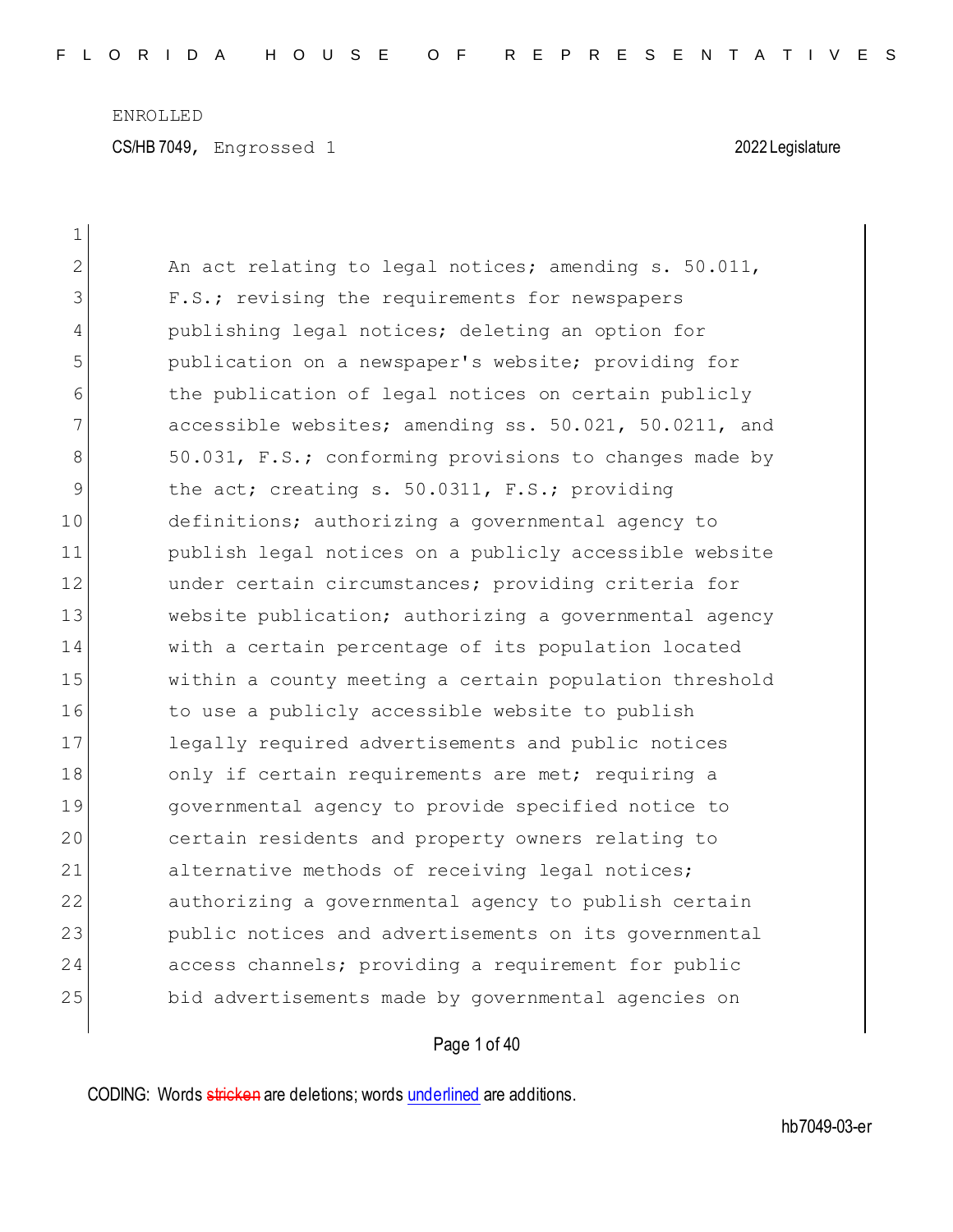ENROLLED

CS/HB 7049, Engrossed 1 2022 Legislature

An act relating to legal notices; amending s. 50.011, F.S.; revising the requirements for newspapers publishing legal notices; deleting an option for publication on a newspaper's website; providing for the publication of legal notices on certain publicly accessible websites; amending ss. 50.021, 50.0211, and 50.031, F.S.; conforming provisions to changes made by the act; creating s. 50.0311, F.S.; providing definitions; authorizing a governmental agency to publish legal notices on a publicly accessible website under certain circumstances; providing criteria for website publication; authorizing a governmental agency with a certain percentage of its population located within a county meeting a certain population threshold to use a publicly accessible website to publish legally required advertisements and public notices only if certain requirements are met; requiring a governmental agency to provide specified notice to certain residents and property owners relating to alternative methods of receiving legal notices; authorizing a governmental agency to publish certain public notices and advertisements on its governmental access channels; providing a requirement for public bid advertisements made by governmental agencies on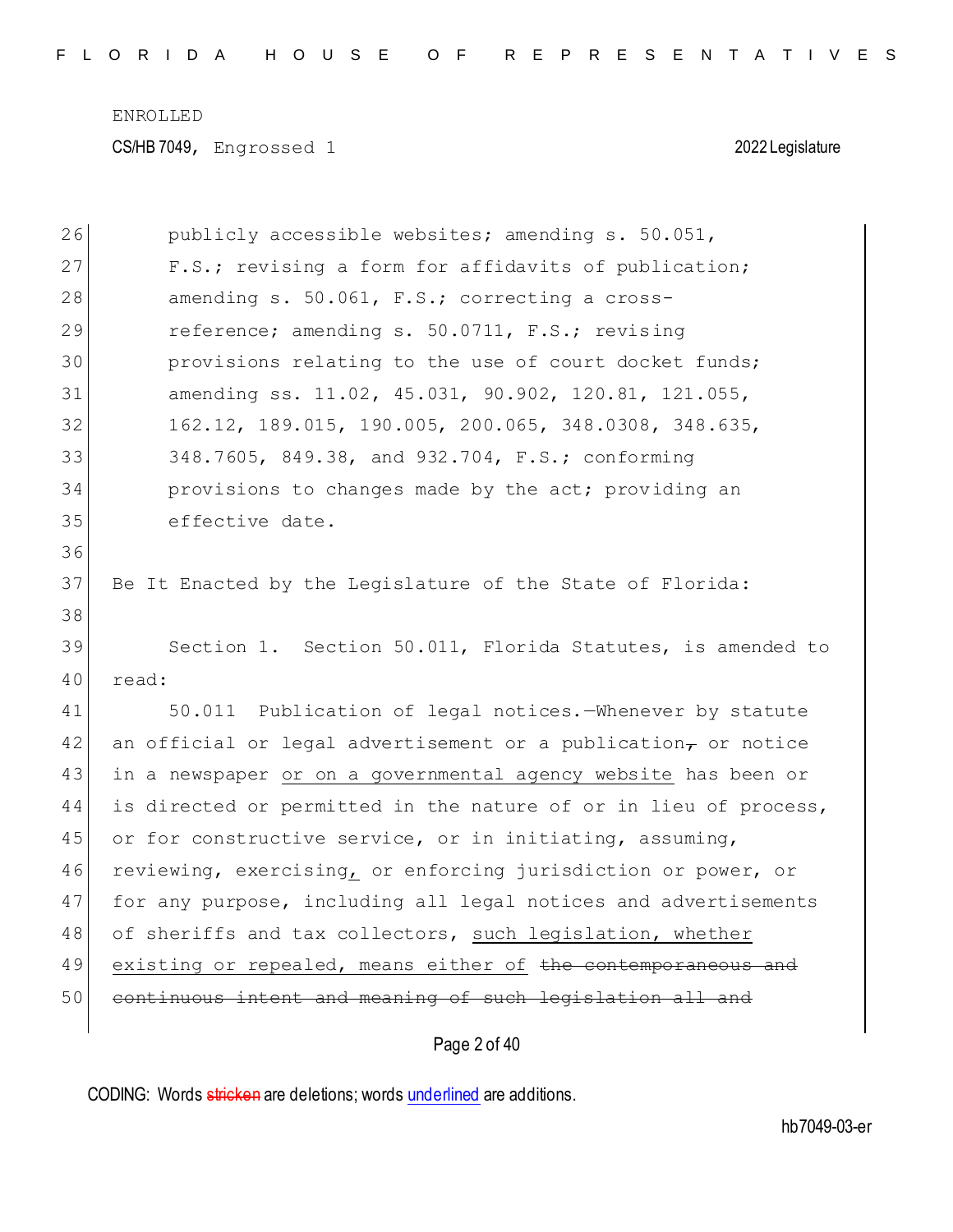publicly accessible websites; amending s. 50.051, F.S.; revising a form for affidavits of publication; amending s. 50.061, F.S.; correcting a cross-reference; amending s. 50.0711, F.S.; revising provisions relating to the use of court docket funds; amending ss. 11.02, 45.031, 90.902, 120.81, 121.055, 162.12, 189.015, 190.005, 200.065, 348.0308, 348.635, 348.7605, 849.38, and 932.704, F.S.; conforming provisions to changes made by the act; providing an effective date.

Be It Enacted by the Legislature of the State of Florida:

Section 1. Section 50.011, Florida Statutes, is amended to read:

50.011 Publication of legal notices.—Whenever by statute an official or legal advertisement or a publication~~,~~ or notice in a newspaper or on a governmental agency website has been or is directed or permitted in the nature of or in lieu of process, or for constructive service, or in initiating, assuming, reviewing, exercising, or enforcing jurisdiction or power, or for any purpose, including all legal notices and advertisements of sheriffs and tax collectors, such legislation, whether existing or repealed, means either of ~~the contemporaneous and continuous intent and meaning of such legislation all and~~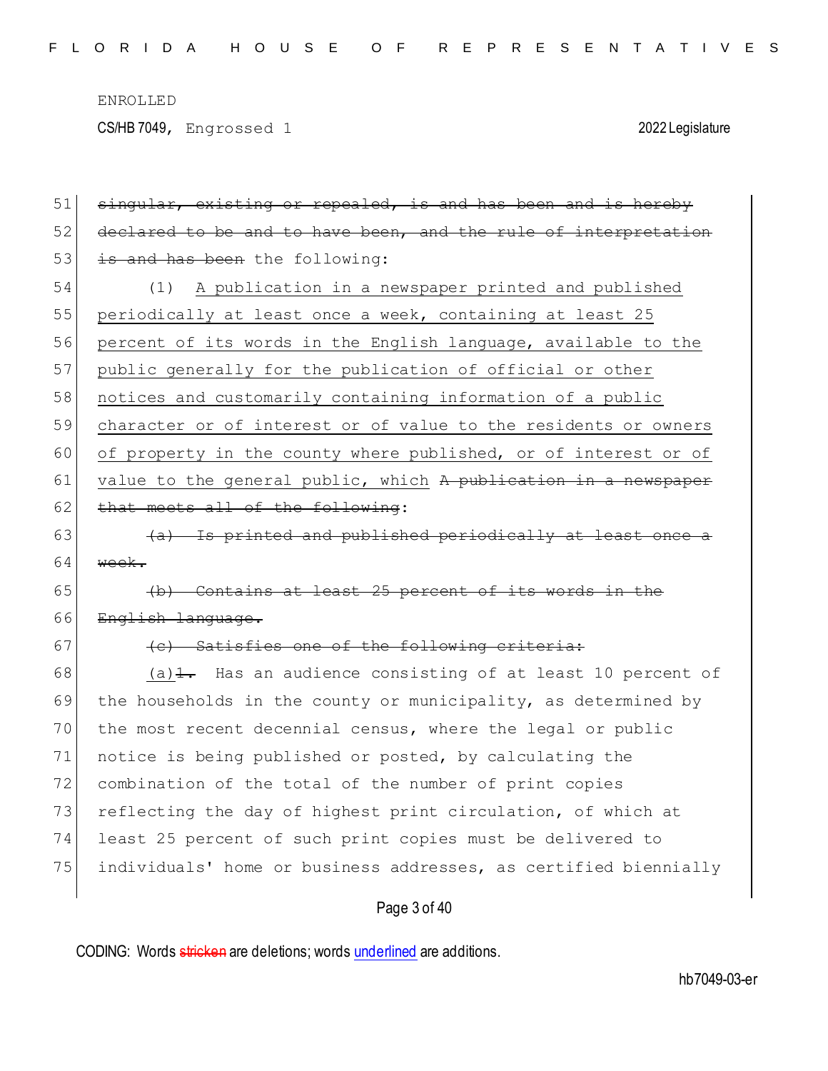ENROLLED

CS/HB 7049, Engrossed 1 2022 Legislature

~~singular, existing or repealed, is and has been and is hereby declared to be and to have been, and the rule of interpretation is and has been~~ the following:

(1) <u>A publication in a newspaper printed and published periodically at least once a week, containing at least 25 percent of its words in the English language, available to the public generally for the publication of official or other notices and customarily containing information of a public character or of interest or of value to the residents or owners of property in the county where published, or of interest or of value to the general public, which</u> ~~A publication in a newspaper that meets all of the following~~:

~~(a) Is printed and published periodically at least once a week.~~

~~(b) Contains at least 25 percent of its words in the English language.~~

~~(c) Satisfies one of the following criteria:~~

<u>(a)</u>~~1.~~ Has an audience consisting of at least 10 percent of the households in the county or municipality, as determined by the most recent decennial census, where the legal or public notice is being published or posted, by calculating the combination of the total of the number of print copies reflecting the day of highest print circulation, of which at least 25 percent of such print copies must be delivered to individuals' home or business addresses, as certified biennially

CODING: Words ~~stricken~~ are deletions; words <u>underlined</u> are additions.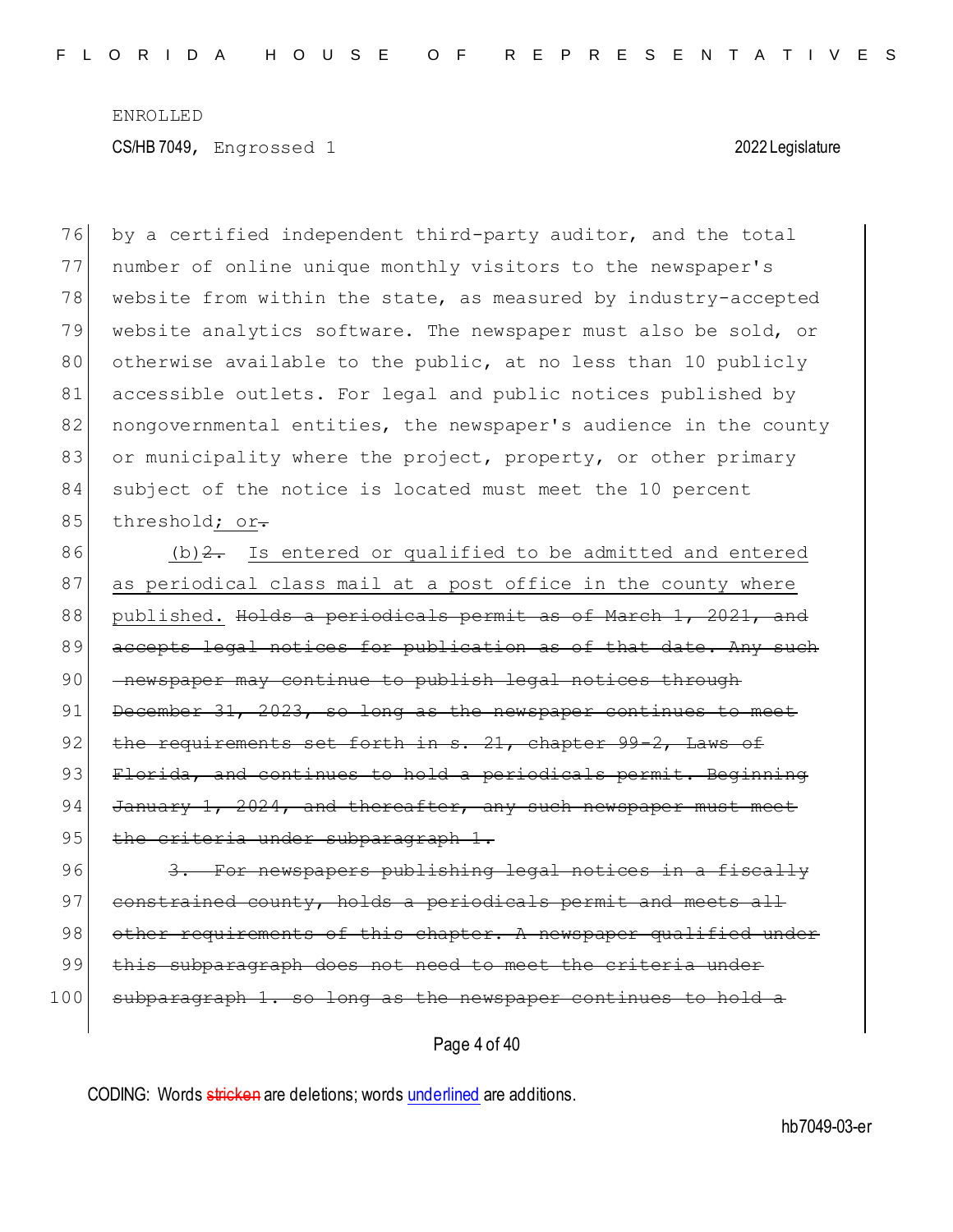by a certified independent third-party auditor, and the total number of online unique monthly visitors to the newspaper's website from within the state, as measured by industry-accepted website analytics software. The newspaper must also be sold, or otherwise available to the public, at no less than 10 publicly accessible outlets. For legal and public notices published by nongovernmental entities, the newspaper's audience in the county or municipality where the project, property, or other primary subject of the notice is located must meet the 10 percent threshold; or.

(b)~~2.~~ Is entered or qualified to be admitted and entered as periodical class mail at a post office in the county where published. ~~Holds a periodicals permit as of March 1, 2021, and accepts legal notices for publication as of that date. Any such newspaper may continue to publish legal notices through December 31, 2023, so long as the newspaper continues to meet the requirements set forth in s. 21, chapter 99-2, Laws of Florida, and continues to hold a periodicals permit. Beginning January 1, 2024, and thereafter, any such newspaper must meet the criteria under subparagraph 1.~~

~~3. For newspapers publishing legal notices in a fiscally constrained county, holds a periodicals permit and meets all other requirements of this chapter. A newspaper qualified under this subparagraph does not need to meet the criteria under subparagraph 1. so long as the newspaper continues to hold a~~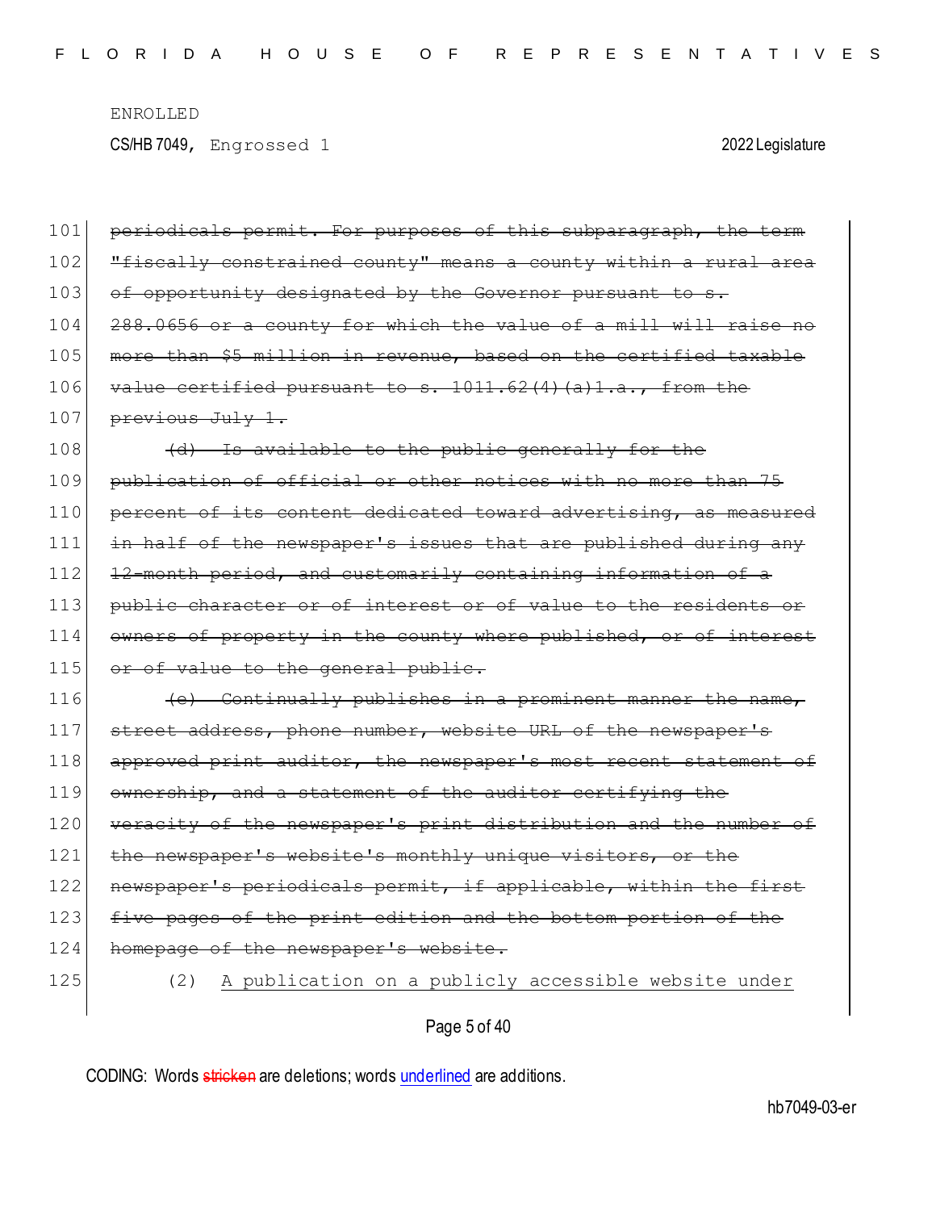~~periodicals permit. For purposes of this subparagraph, the term "fiscally constrained county" means a county within a rural area of opportunity designated by the Governor pursuant to s. 288.0656 or a county for which the value of a mill will raise no more than $5 million in revenue, based on the certified taxable value certified pursuant to s. 1011.62(4)(a)1.a., from the previous July 1.~~

~~(d) Is available to the public generally for the publication of official or other notices with no more than 75 percent of its content dedicated toward advertising, as measured in half of the newspaper's issues that are published during any 12-month period, and customarily containing information of a public character or of interest or of value to the residents or owners of property in the county where published, or of interest or of value to the general public.~~

~~(e) Continually publishes in a prominent manner the name, street address, phone number, website URL of the newspaper's approved print auditor, the newspaper's most recent statement of ownership, and a statement of the auditor certifying the veracity of the newspaper's print distribution and the number of the newspaper's website's monthly unique visitors, or the newspaper's periodicals permit, if applicable, within the first five pages of the print edition and the bottom portion of the homepage of the newspaper's website.~~

(2) <u>A publication on a publicly accessible website under</u>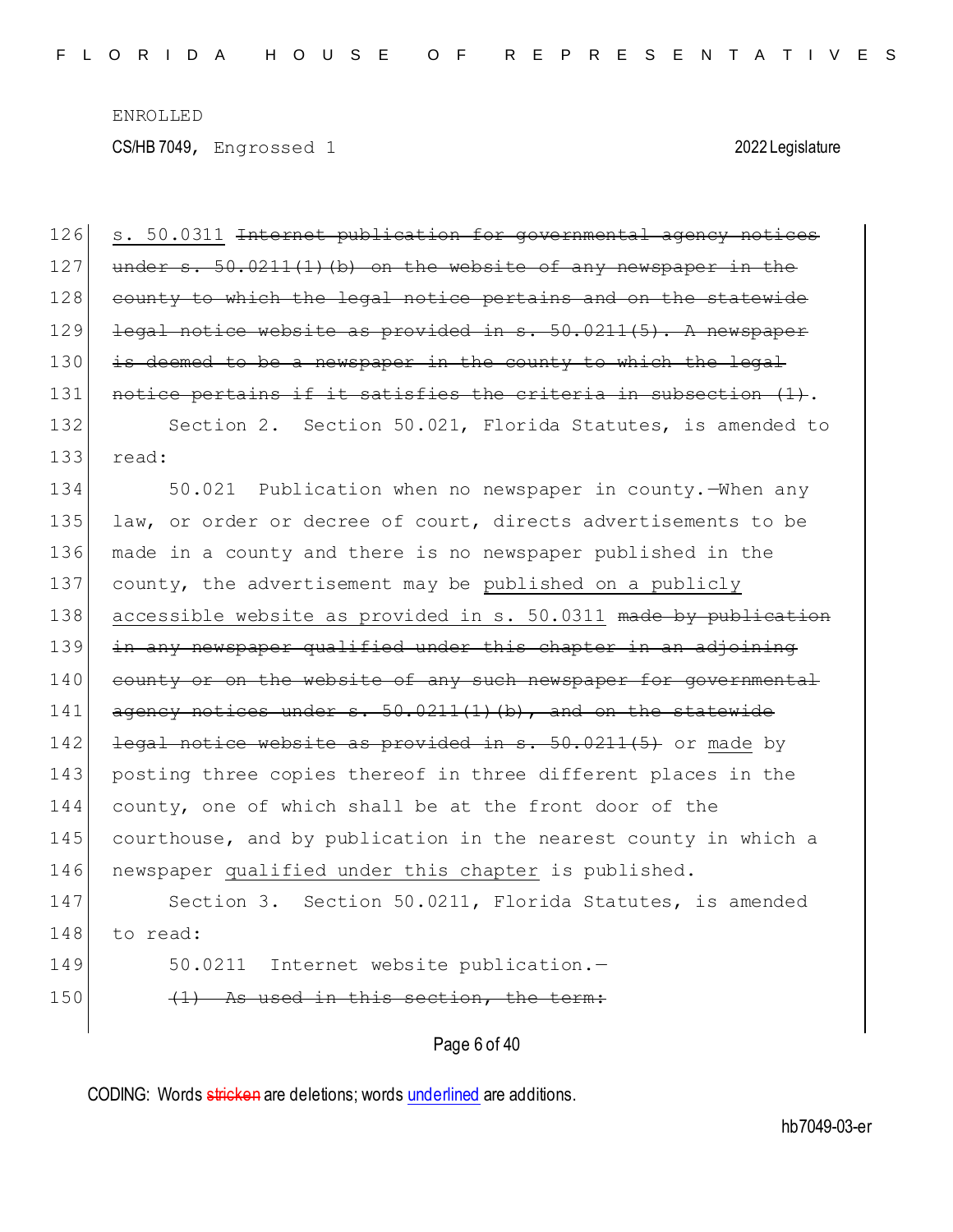s. 50.0311 ~~Internet publication for governmental agency notices under s. 50.0211(1)(b) on the website of any newspaper in the county to which the legal notice pertains and on the statewide legal notice website as provided in s. 50.0211(5). A newspaper is deemed to be a newspaper in the county to which the legal notice pertains if it satisfies the criteria in subsection (1)~~.

Section 2. Section 50.021, Florida Statutes, is amended to read:

50.021 Publication when no newspaper in county.—When any law, or order or decree of court, directs advertisements to be made in a county and there is no newspaper published in the county, the advertisement may be <u>published on a publicly accessible website as provided in s. 50.0311</u> ~~made by publication in any newspaper qualified under this chapter in an adjoining county or on the website of any such newspaper for governmental agency notices under s. 50.0211(1)(b), and on the statewide legal notice website as provided in s. 50.0211(5)~~ or <u>made</u> by posting three copies thereof in three different places in the county, one of which shall be at the front door of the courthouse, and by publication in the nearest county in which a newspaper <u>qualified under this chapter</u> is published.

Section 3. Section 50.0211, Florida Statutes, is amended to read:

50.0211 Internet website publication.—

~~(1) As used in this section, the term:~~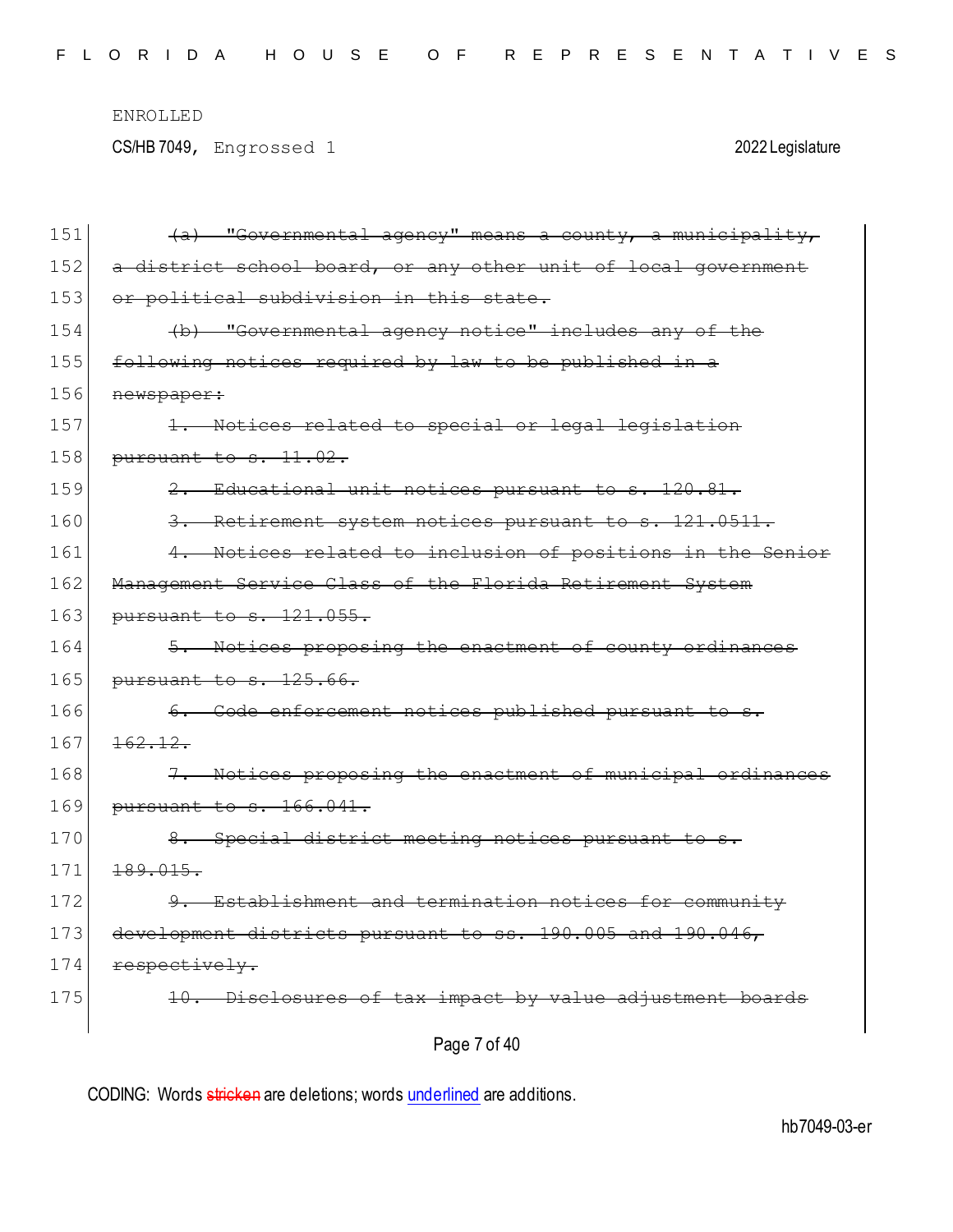~~(a) "Governmental agency" means a county, a municipality, a district school board, or any other unit of local government or political subdivision in this state.~~

~~(b) "Governmental agency notice" includes any of the following notices required by law to be published in a newspaper:~~

~~1. Notices related to special or legal legislation pursuant to s. 11.02.~~

~~2. Educational unit notices pursuant to s. 120.81.~~

~~3. Retirement system notices pursuant to s. 121.0511.~~

~~4. Notices related to inclusion of positions in the Senior Management Service Class of the Florida Retirement System pursuant to s. 121.055.~~

~~5. Notices proposing the enactment of county ordinances pursuant to s. 125.66.~~

~~6. Code enforcement notices published pursuant to s. 162.12.~~

~~7. Notices proposing the enactment of municipal ordinances pursuant to s. 166.041.~~

~~8. Special district meeting notices pursuant to s. 189.015.~~

~~9. Establishment and termination notices for community development districts pursuant to ss. 190.005 and 190.046, respectively.~~

~~10. Disclosures of tax impact by value adjustment boards~~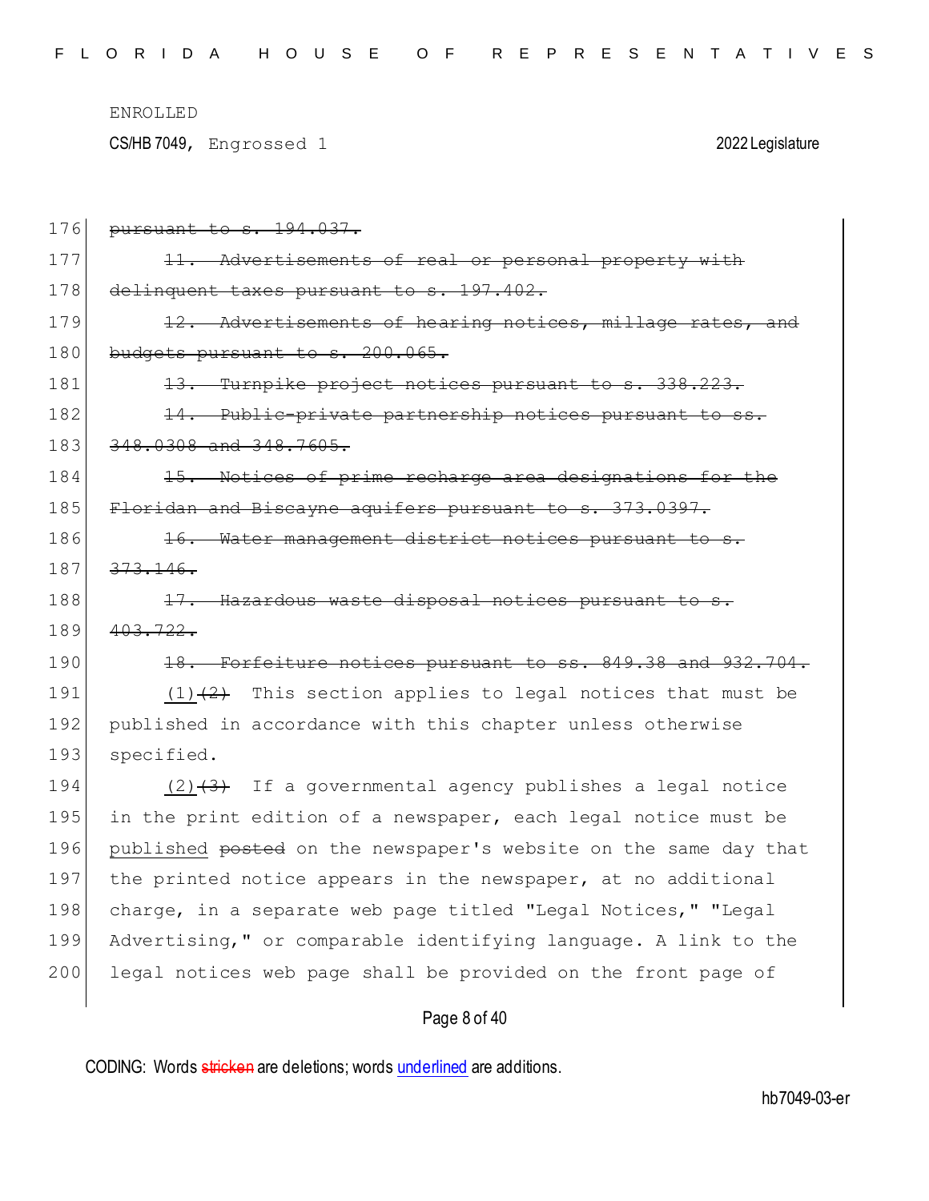ENROLLED

CS/HB 7049, Engrossed 1 2022 Legislature

176 ~~pursuant to s. 194.037.~~

177 ~~11. Advertisements of real or personal property with~~

178 ~~delinquent taxes pursuant to s. 197.402.~~

179 ~~12. Advertisements of hearing notices, millage rates, and~~

180 ~~budgets pursuant to s. 200.065.~~

181 ~~13. Turnpike project notices pursuant to s. 338.223.~~

182 ~~14. Public-private partnership notices pursuant to ss.~~

183 ~~348.0308 and 348.7605.~~

184 ~~15. Notices of prime recharge area designations for the~~

185 ~~Floridan and Biscayne aquifers pursuant to s. 373.0397.~~

186 ~~16. Water management district notices pursuant to s.~~

187 ~~373.146.~~

188 ~~17. Hazardous waste disposal notices pursuant to s.~~

189 ~~403.722.~~

190 ~~18. Forfeiture notices pursuant to ss. 849.38 and 932.704.~~

191 <u>(1)</u>~~(2)~~ This section applies to legal notices that must be

192 published in accordance with this chapter unless otherwise

193 specified.

194 <u>(2)</u>~~(3)~~ If a governmental agency publishes a legal notice

195 in the print edition of a newspaper, each legal notice must be

196 <u>published</u> ~~posted~~ on the newspaper's website on the same day that

197 the printed notice appears in the newspaper, at no additional

198 charge, in a separate web page titled "Legal Notices," "Legal

199 Advertising," or comparable identifying language. A link to the

200 legal notices web page shall be provided on the front page of

CODING: Words ~~stricken~~ are deletions; words <u>underlined</u> are additions.

hb7049-03-er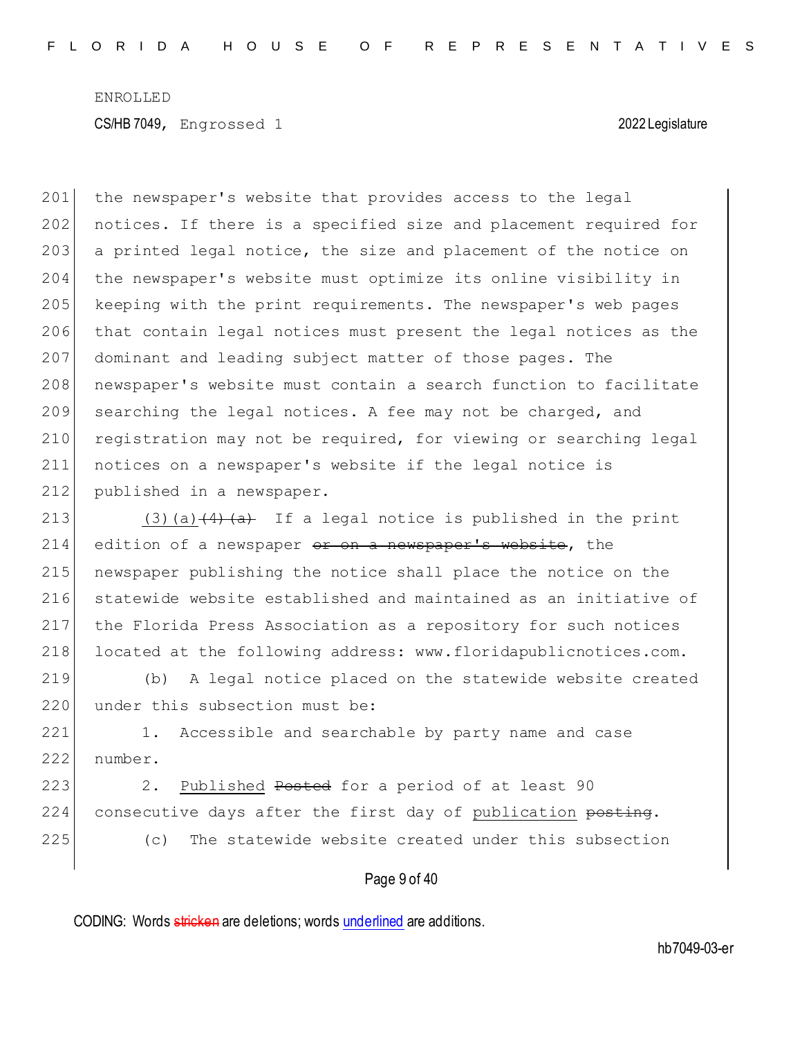the newspaper's website that provides access to the legal notices. If there is a specified size and placement required for a printed legal notice, the size and placement of the notice on the newspaper's website must optimize its online visibility in keeping with the print requirements. The newspaper's web pages that contain legal notices must present the legal notices as the dominant and leading subject matter of those pages. The newspaper's website must contain a search function to facilitate searching the legal notices. A fee may not be charged, and registration may not be required, for viewing or searching legal notices on a newspaper's website if the legal notice is published in a newspaper.

(3)(a) ~~(4)(a)~~ If a legal notice is published in the print edition of a newspaper ~~or on a newspaper's website~~, the newspaper publishing the notice shall place the notice on the statewide website established and maintained as an initiative of the Florida Press Association as a repository for such notices located at the following address: www.floridapublicnotices.com.

(b) A legal notice placed on the statewide website created under this subsection must be:

1. Accessible and searchable by party name and case number.

2. Published ~~Posted~~ for a period of at least 90 consecutive days after the first day of publication ~~posting~~.

(c) The statewide website created under this subsection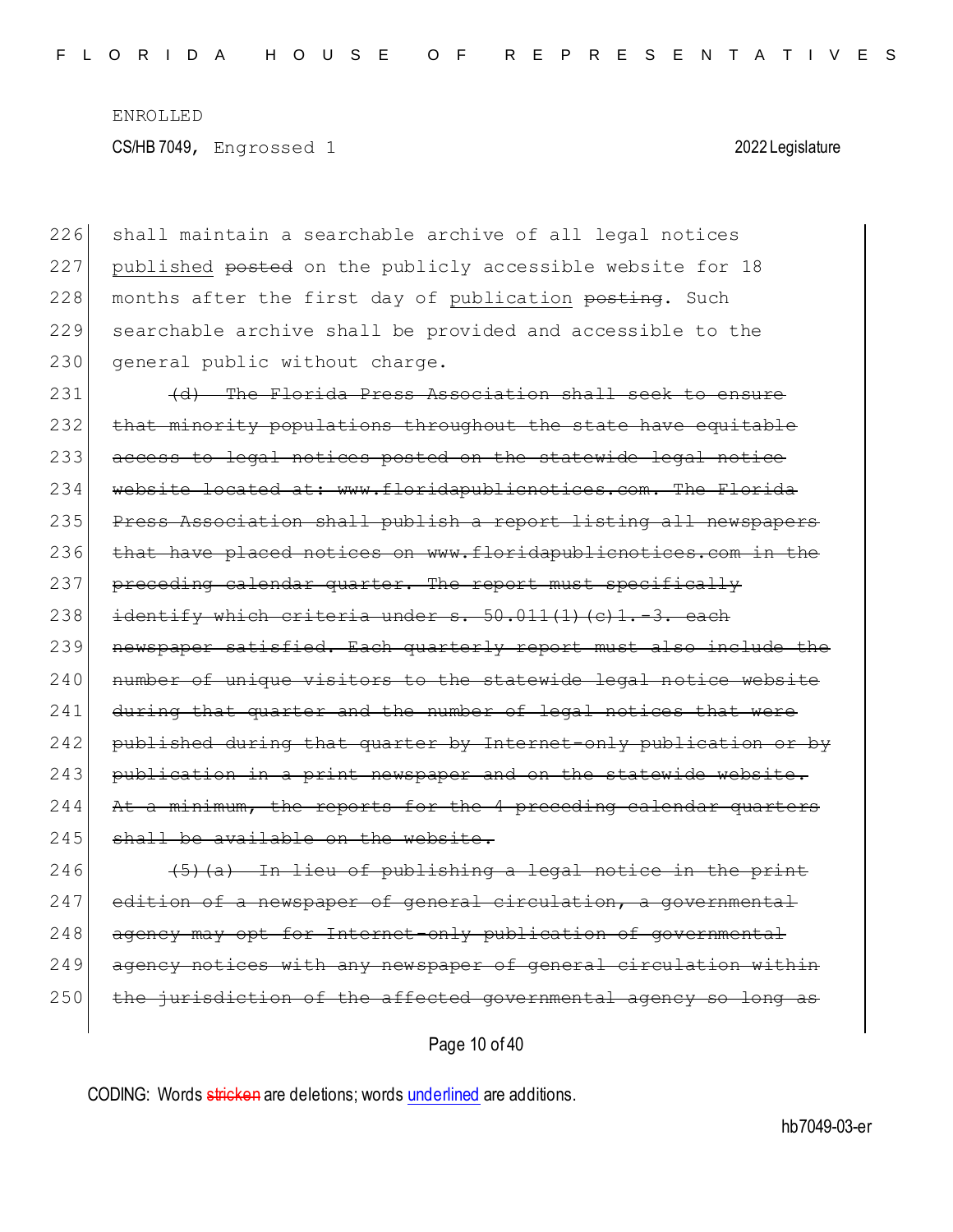226 shall maintain a searchable archive of all legal notices
227 <u>published</u> ~~posted~~ on the publicly accessible website for 18
228 months after the first day of <u>publication</u> ~~posting~~. Such
229 searchable archive shall be provided and accessible to the
230 general public without charge.

231 ~~(d) The Florida Press Association shall seek to ensure~~
232 ~~that minority populations throughout the state have equitable~~
233 ~~access to legal notices posted on the statewide legal notice~~
234 ~~website located at: www.floridapublicnotices.com. The Florida~~
235 ~~Press Association shall publish a report listing all newspapers~~
236 ~~that have placed notices on www.floridapublicnotices.com in the~~
237 ~~preceding calendar quarter. The report must specifically~~
238 ~~identify which criteria under s. 50.011(1)(c)1.-3. each~~
239 ~~newspaper satisfied. Each quarterly report must also include the~~
240 ~~number of unique visitors to the statewide legal notice website~~
241 ~~during that quarter and the number of legal notices that were~~
242 ~~published during that quarter by Internet-only publication or by~~
243 ~~publication in a print newspaper and on the statewide website.~~
244 ~~At a minimum, the reports for the 4 preceding calendar quarters~~
245 ~~shall be available on the website.~~

246 ~~(5)(a) In lieu of publishing a legal notice in the print~~
247 ~~edition of a newspaper of general circulation, a governmental~~
248 ~~agency may opt for Internet-only publication of governmental~~
249 ~~agency notices with any newspaper of general circulation within~~
250 ~~the jurisdiction of the affected governmental agency so long as~~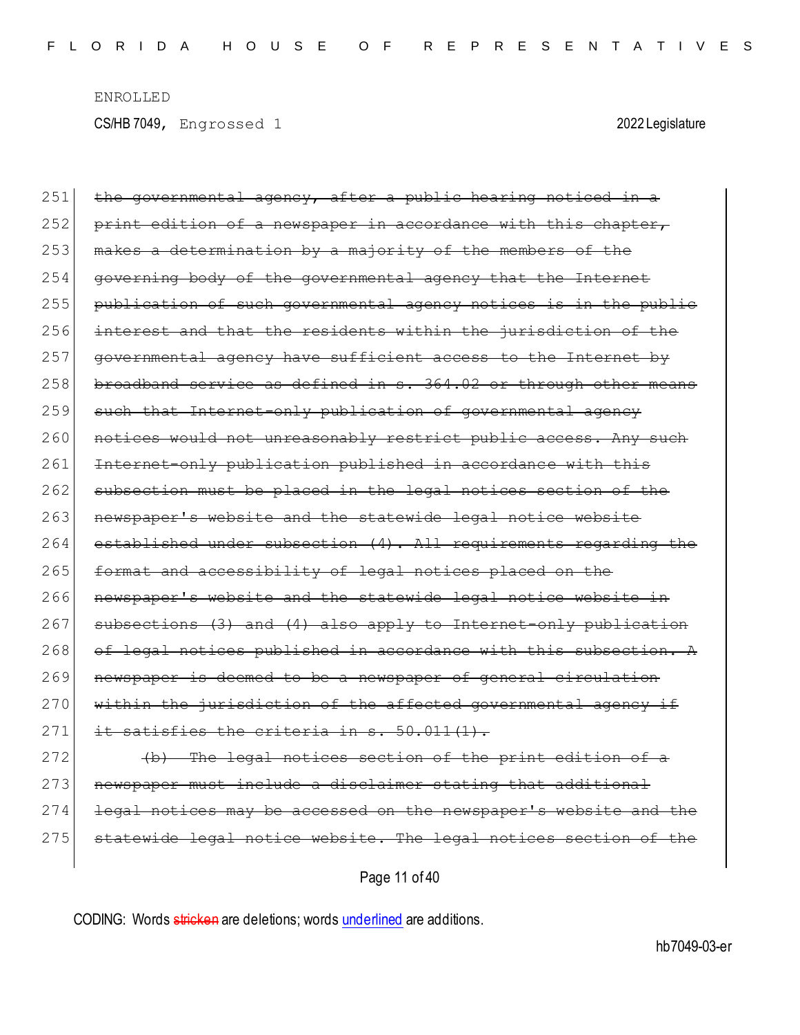~~the governmental agency, after a public hearing noticed in a print edition of a newspaper in accordance with this chapter, makes a determination by a majority of the members of the governing body of the governmental agency that the Internet publication of such governmental agency notices is in the public interest and that the residents within the jurisdiction of the governmental agency have sufficient access to the Internet by broadband service as defined in s. 364.02 or through other means such that Internet-only publication of governmental agency notices would not unreasonably restrict public access. Any such Internet-only publication published in accordance with this subsection must be placed in the legal notices section of the newspaper's website and the statewide legal notice website established under subsection (4). All requirements regarding the format and accessibility of legal notices placed on the newspaper's website and the statewide legal notice website in subsections (3) and (4) also apply to Internet-only publication of legal notices published in accordance with this subsection. A newspaper is deemed to be a newspaper of general circulation within the jurisdiction of the affected governmental agency if it satisfies the criteria in s. 50.011(1).~~

~~(b) The legal notices section of the print edition of a newspaper must include a disclaimer stating that additional legal notices may be accessed on the newspaper's website and the statewide legal notice website. The legal notices section of the~~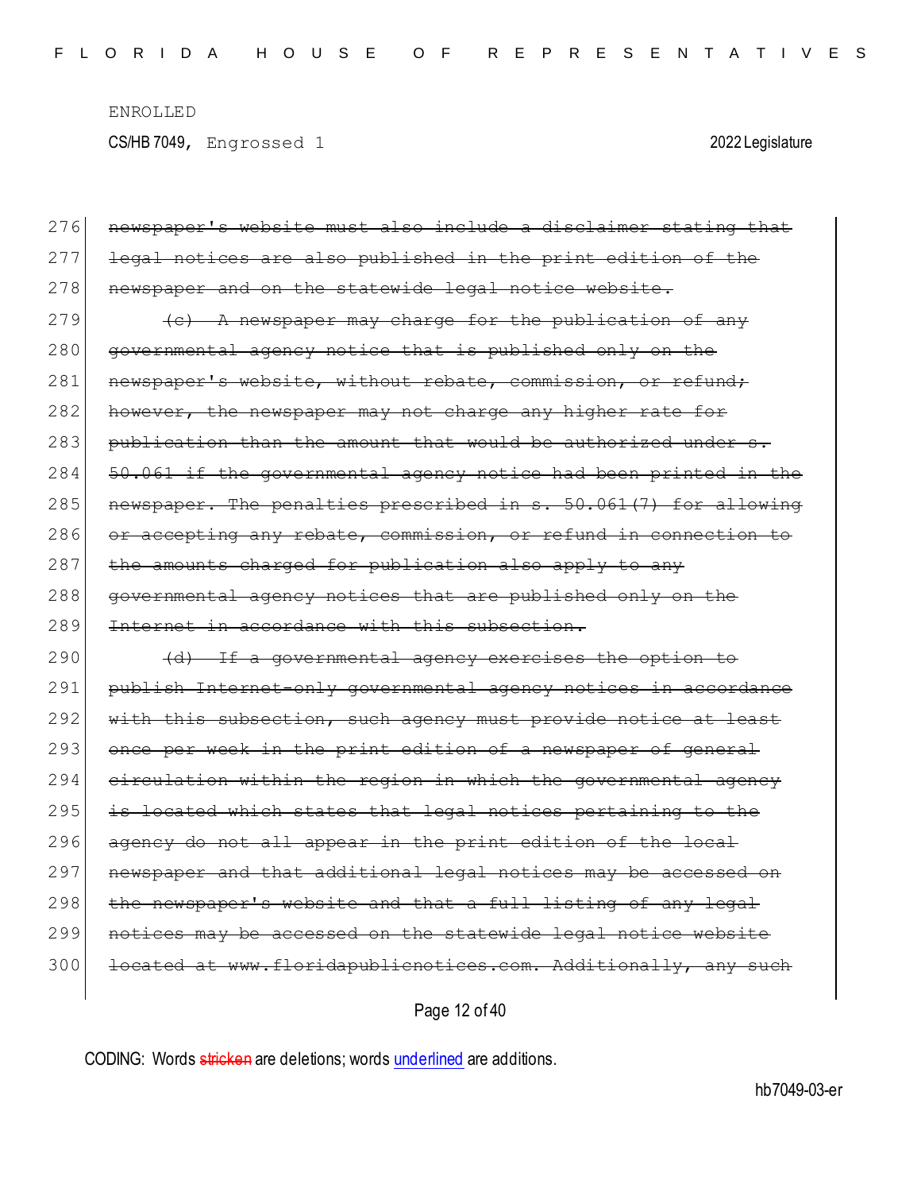~~newspaper's website must also include a disclaimer stating that legal notices are also published in the print edition of the newspaper and on the statewide legal notice website.~~

~~(c) A newspaper may charge for the publication of any governmental agency notice that is published only on the newspaper's website, without rebate, commission, or refund; however, the newspaper may not charge any higher rate for publication than the amount that would be authorized under s. 50.061 if the governmental agency notice had been printed in the newspaper. The penalties prescribed in s. 50.061(7) for allowing or accepting any rebate, commission, or refund in connection to the amounts charged for publication also apply to any governmental agency notices that are published only on the Internet in accordance with this subsection.~~

~~(d) If a governmental agency exercises the option to publish Internet-only governmental agency notices in accordance with this subsection, such agency must provide notice at least once per week in the print edition of a newspaper of general circulation within the region in which the governmental agency is located which states that legal notices pertaining to the agency do not all appear in the print edition of the local newspaper and that additional legal notices may be accessed on the newspaper's website and that a full listing of any legal notices may be accessed on the statewide legal notice website located at www.floridapublicnotices.com. Additionally, any such~~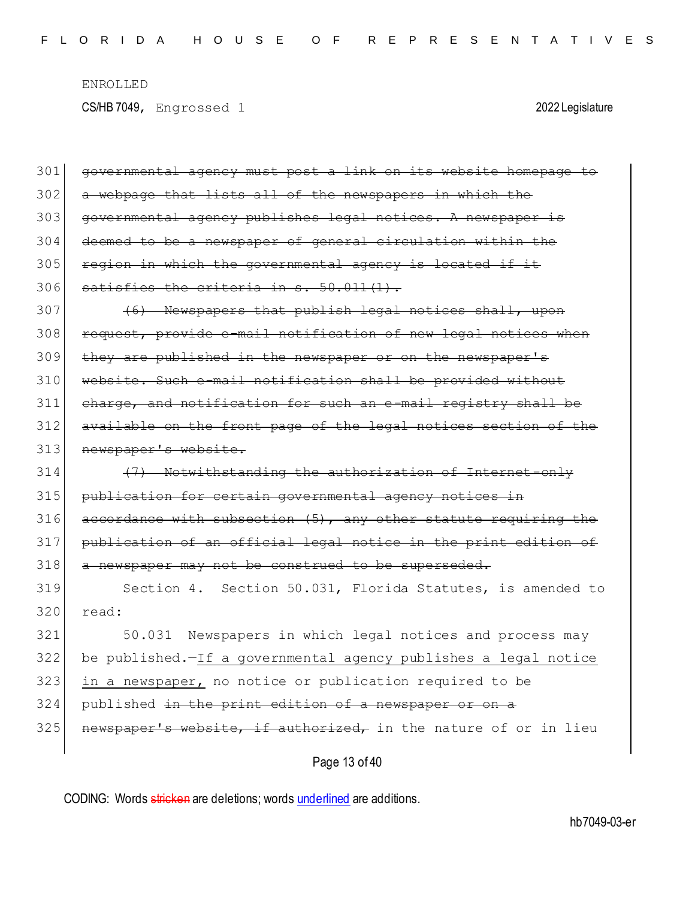ENROLLED

CS/HB 7049, Engrossed 1 2022 Legislature

301 ~~governmental agency must post a link on its website homepage to~~
302 ~~a webpage that lists all of the newspapers in which the~~
303 ~~governmental agency publishes legal notices. A newspaper is~~
304 ~~deemed to be a newspaper of general circulation within the~~
305 ~~region in which the governmental agency is located if it~~
306 ~~satisfies the criteria in s. 50.011(1).~~
307 ~~(6) Newspapers that publish legal notices shall, upon~~
308 ~~request, provide e-mail notification of new legal notices when~~
309 ~~they are published in the newspaper or on the newspaper's~~
310 ~~website. Such e-mail notification shall be provided without~~
311 ~~charge, and notification for such an e-mail registry shall be~~
312 ~~available on the front page of the legal notices section of the~~
313 ~~newspaper's website.~~
314 ~~(7) Notwithstanding the authorization of Internet-only~~
315 ~~publication for certain governmental agency notices in~~
316 ~~accordance with subsection (5), any other statute requiring the~~
317 ~~publication of an official legal notice in the print edition of~~
318 ~~a newspaper may not be construed to be superseded.~~
319 Section 4. Section 50.031, Florida Statutes, is amended to
320 read:
321 50.031 Newspapers in which legal notices and process may
322 be published.—<u>If a governmental agency publishes a legal notice</u>
323 <u>in a newspaper,</u> no notice or publication required to be
324 published ~~in the print edition of a newspaper or on a~~
325 ~~newspaper's website, if authorized,~~ in the nature of or in lieu

CODING: Words ~~stricken~~ are deletions; words <u>underlined</u> are additions.

hb7049-03-er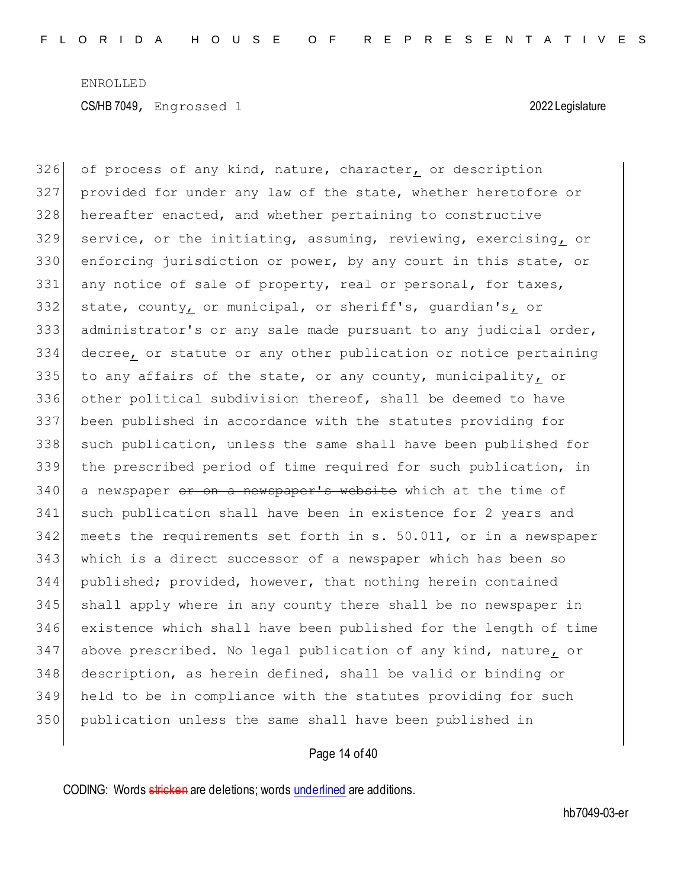326 of process of any kind, nature, character<u>,</u> or description
327 provided for under any law of the state, whether heretofore or
328 hereafter enacted, and whether pertaining to constructive
329 service, or the initiating, assuming, reviewing, exercising<u>,</u> or
330 enforcing jurisdiction or power, by any court in this state, or
331 any notice of sale of property, real or personal, for taxes,
332 state, county<u>,</u> or municipal, or sheriff's, guardian's<u>,</u> or
333 administrator's or any sale made pursuant to any judicial order,
334 decree<u>,</u> or statute or any other publication or notice pertaining
335 to any affairs of the state, or any county, municipality<u>,</u> or
336 other political subdivision thereof, shall be deemed to have
337 been published in accordance with the statutes providing for
338 such publication, unless the same shall have been published for
339 the prescribed period of time required for such publication, in
340 a newspaper ~~or on a newspaper's website~~ which at the time of
341 such publication shall have been in existence for 2 years and
342 meets the requirements set forth in s. 50.011, or in a newspaper
343 which is a direct successor of a newspaper which has been so
344 published; provided, however, that nothing herein contained
345 shall apply where in any county there shall be no newspaper in
346 existence which shall have been published for the length of time
347 above prescribed. No legal publication of any kind, nature<u>,</u> or
348 description, as herein defined, shall be valid or binding or
349 held to be in compliance with the statutes providing for such
350 publication unless the same shall have been published in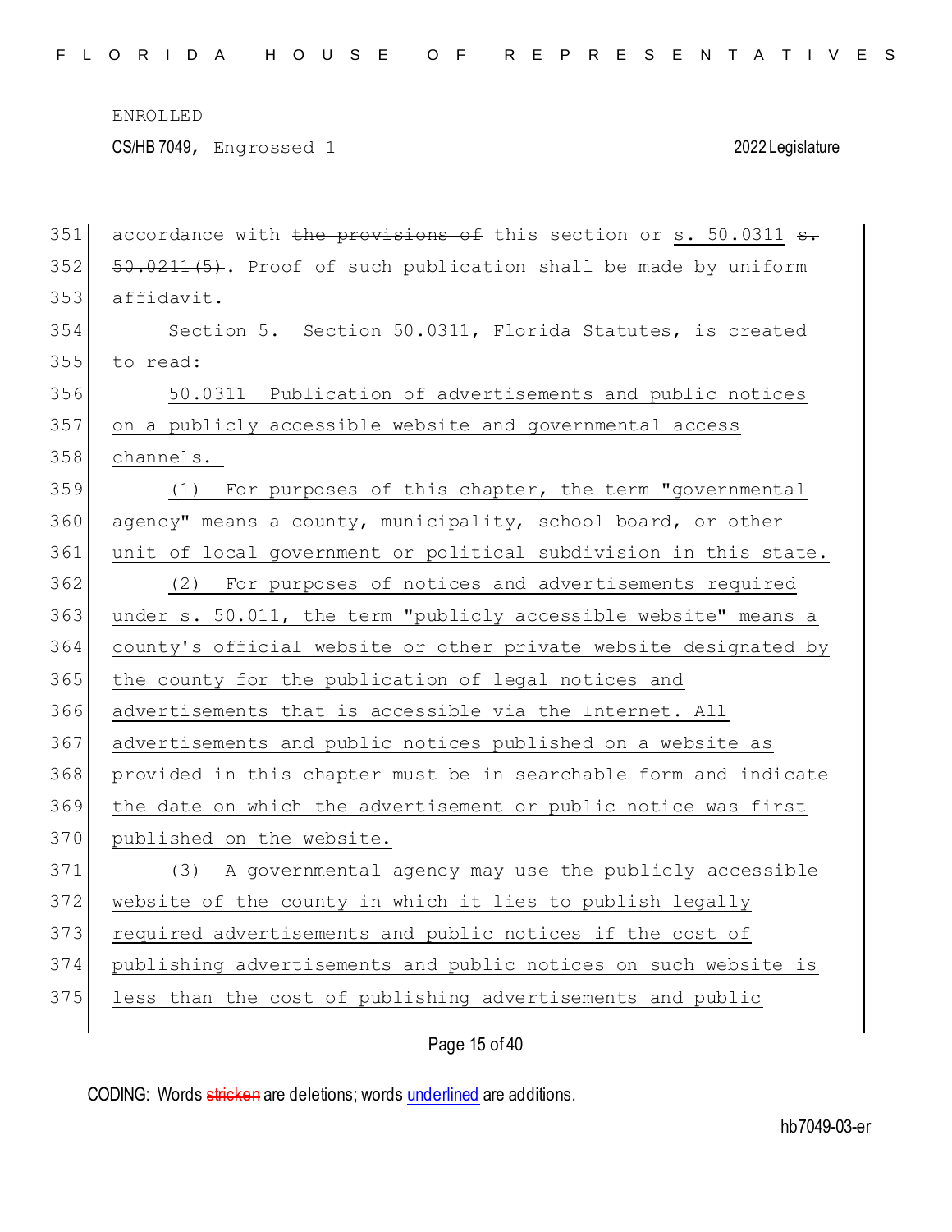accordance with ~~the provisions of~~ this section or s. 50.0311 ~~s. 50.0211(5)~~. Proof of such publication shall be made by uniform affidavit.

Section 5. Section 50.0311, Florida Statutes, is created to read:

50.0311 Publication of advertisements and public notices on a publicly accessible website and governmental access channels.—

(1) For purposes of this chapter, the term "governmental agency" means a county, municipality, school board, or other unit of local government or political subdivision in this state.

(2) For purposes of notices and advertisements required under s. 50.011, the term "publicly accessible website" means a county's official website or other private website designated by the county for the publication of legal notices and advertisements that is accessible via the Internet. All advertisements and public notices published on a website as provided in this chapter must be in searchable form and indicate the date on which the advertisement or public notice was first published on the website.

(3) A governmental agency may use the publicly accessible website of the county in which it lies to publish legally required advertisements and public notices if the cost of publishing advertisements and public notices on such website is less than the cost of publishing advertisements and public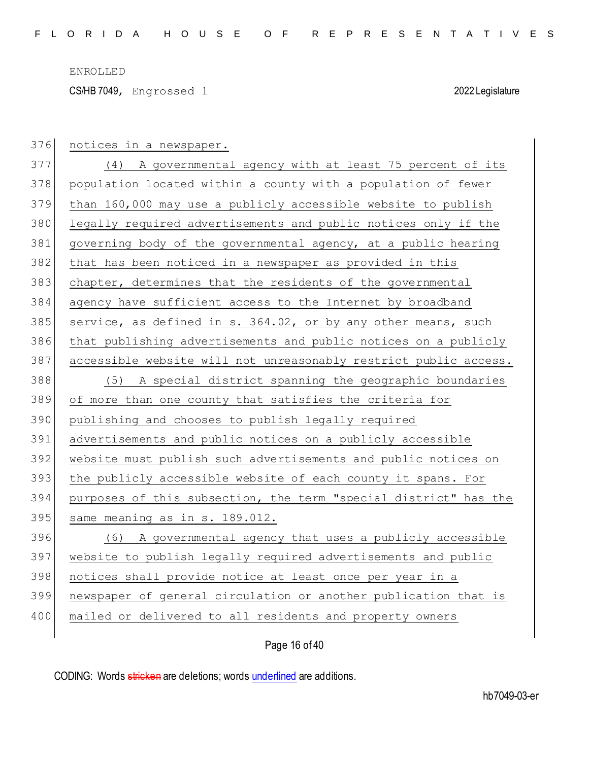notices in a newspaper.

(4) A governmental agency with at least 75 percent of its population located within a county with a population of fewer than 160,000 may use a publicly accessible website to publish legally required advertisements and public notices only if the governing body of the governmental agency, at a public hearing that has been noticed in a newspaper as provided in this chapter, determines that the residents of the governmental agency have sufficient access to the Internet by broadband service, as defined in s. 364.02, or by any other means, such that publishing advertisements and public notices on a publicly accessible website will not unreasonably restrict public access.

(5) A special district spanning the geographic boundaries of more than one county that satisfies the criteria for publishing and chooses to publish legally required advertisements and public notices on a publicly accessible website must publish such advertisements and public notices on the publicly accessible website of each county it spans. For purposes of this subsection, the term "special district" has the same meaning as in s. 189.012.

(6) A governmental agency that uses a publicly accessible website to publish legally required advertisements and public notices shall provide notice at least once per year in a newspaper of general circulation or another publication that is mailed or delivered to all residents and property owners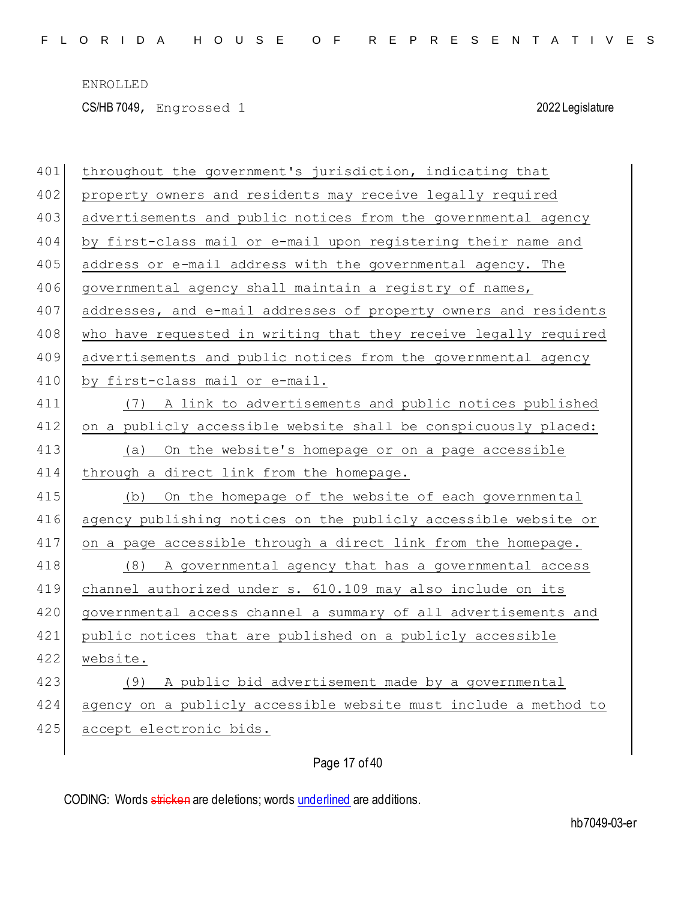throughout the government's jurisdiction, indicating that property owners and residents may receive legally required advertisements and public notices from the governmental agency by first-class mail or e-mail upon registering their name and address or e-mail address with the governmental agency. The governmental agency shall maintain a registry of names, addresses, and e-mail addresses of property owners and residents who have requested in writing that they receive legally required advertisements and public notices from the governmental agency by first-class mail or e-mail.

(7) A link to advertisements and public notices published on a publicly accessible website shall be conspicuously placed:

(a) On the website's homepage or on a page accessible through a direct link from the homepage.

(b) On the homepage of the website of each governmental agency publishing notices on the publicly accessible website or on a page accessible through a direct link from the homepage.

(8) A governmental agency that has a governmental access channel authorized under s. 610.109 may also include on its governmental access channel a summary of all advertisements and public notices that are published on a publicly accessible website.

(9) A public bid advertisement made by a governmental agency on a publicly accessible website must include a method to accept electronic bids.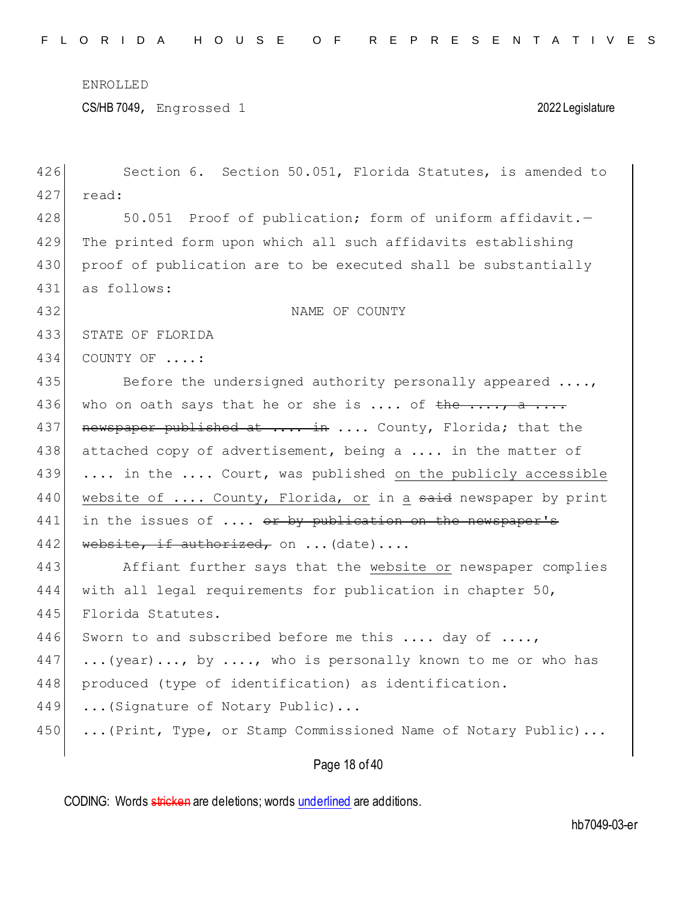Section 6. Section 50.051, Florida Statutes, is amended to read:

50.051 Proof of publication; form of uniform affidavit.—The printed form upon which all such affidavits establishing proof of publication are to be executed shall be substantially as follows:

NAME OF COUNTY

STATE OF FLORIDA

COUNTY OF ....:

Before the undersigned authority personally appeared ...., who on oath says that he or she is .... of ~~the ...., a .... newspaper published at .... in~~ .... County, Florida; that the attached copy of advertisement, being a .... in the matter of .... in the .... Court, was published <u>on the publicly accessible website of .... County, Florida, or</u> in <u>a</u> ~~said~~ newspaper by print in the issues of .... ~~or by publication on the newspaper's website, if authorized,~~ on ...(date)....

Affiant further says that the <u>website or</u> newspaper complies with all legal requirements for publication in chapter 50, Florida Statutes.

Sworn to and subscribed before me this .... day of ...., ...(year)..., by ...., who is personally known to me or who has produced (type of identification) as identification.

...(Signature of Notary Public)...

...(Print, Type, or Stamp Commissioned Name of Notary Public)...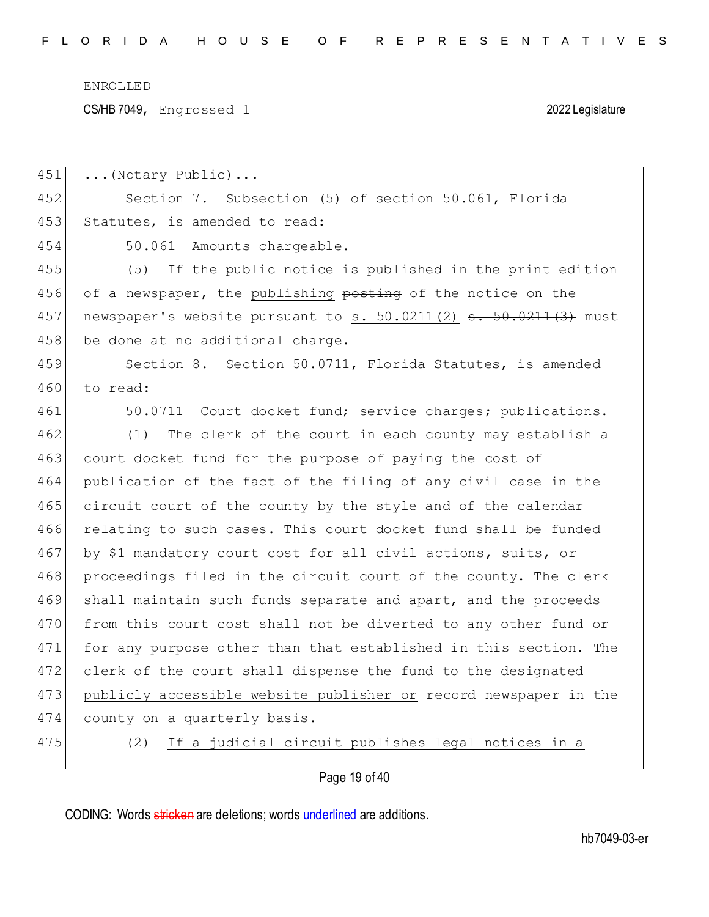...(Notary Public)...

Section 7. Subsection (5) of section 50.061, Florida Statutes, is amended to read:

50.061 Amounts chargeable.—

(5) If the public notice is published in the print edition of a newspaper, the <u>publishing</u> ~~posting~~ of the notice on the newspaper's website pursuant to <u>s. 50.0211(2)</u> ~~s. 50.0211(3)~~ must be done at no additional charge.

Section 8. Section 50.0711, Florida Statutes, is amended to read:

50.0711 Court docket fund; service charges; publications.—

(1) The clerk of the court in each county may establish a court docket fund for the purpose of paying the cost of publication of the fact of the filing of any civil case in the circuit court of the county by the style and of the calendar relating to such cases. This court docket fund shall be funded by $1 mandatory court cost for all civil actions, suits, or proceedings filed in the circuit court of the county. The clerk shall maintain such funds separate and apart, and the proceeds from this court cost shall not be diverted to any other fund or for any purpose other than that established in this section. The clerk of the court shall dispense the fund to the designated <u>publicly accessible website publisher or</u> record newspaper in the county on a quarterly basis.

(2) <u>If a judicial circuit publishes legal notices in a</u>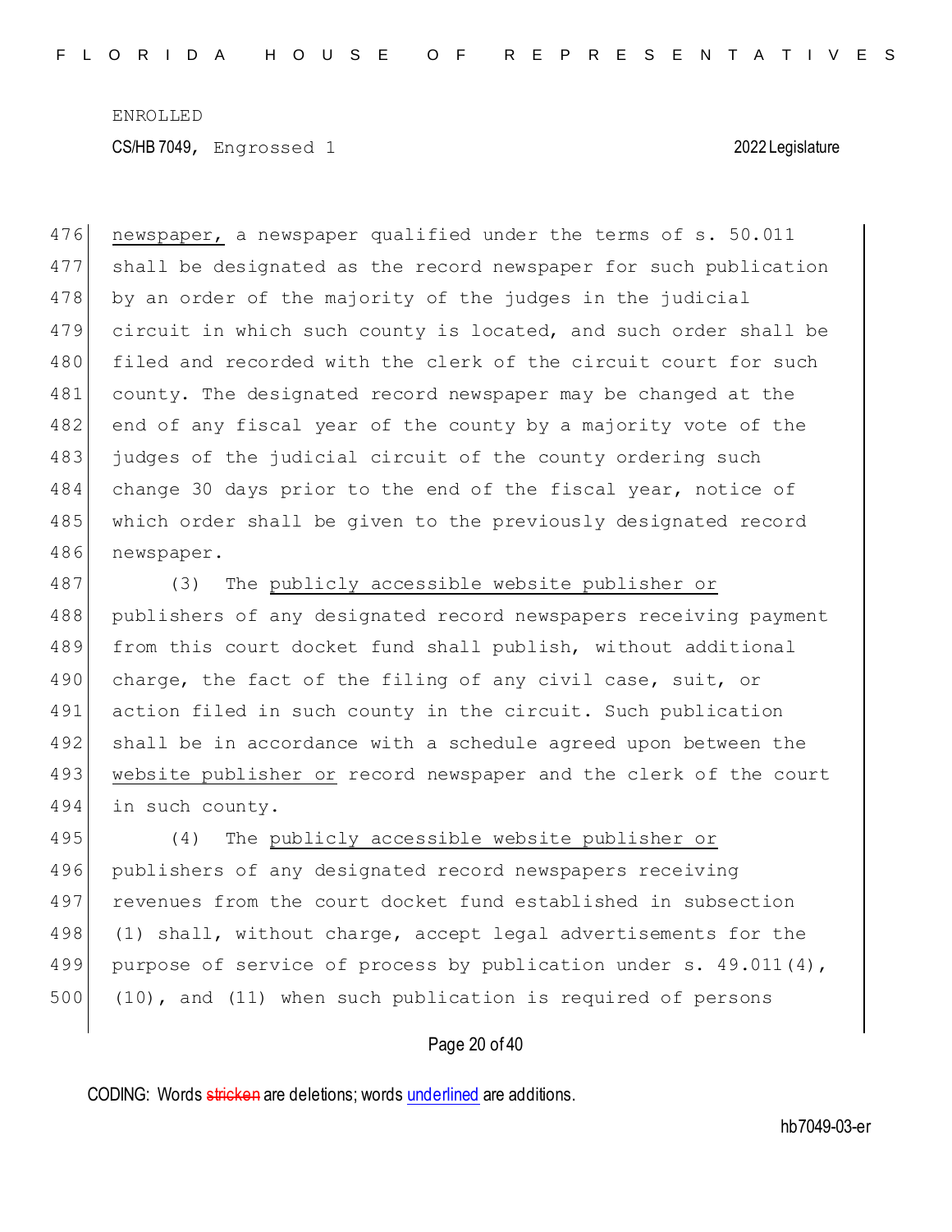newspaper, a newspaper qualified under the terms of s. 50.011 shall be designated as the record newspaper for such publication by an order of the majority of the judges in the judicial circuit in which such county is located, and such order shall be filed and recorded with the clerk of the circuit court for such county. The designated record newspaper may be changed at the end of any fiscal year of the county by a majority vote of the judges of the judicial circuit of the county ordering such change 30 days prior to the end of the fiscal year, notice of which order shall be given to the previously designated record newspaper.

(3) The publicly accessible website publisher or publishers of any designated record newspapers receiving payment from this court docket fund shall publish, without additional charge, the fact of the filing of any civil case, suit, or action filed in such county in the circuit. Such publication shall be in accordance with a schedule agreed upon between the website publisher or record newspaper and the clerk of the court in such county.

(4) The publicly accessible website publisher or publishers of any designated record newspapers receiving revenues from the court docket fund established in subsection (1) shall, without charge, accept legal advertisements for the purpose of service of process by publication under s. 49.011(4), (10), and (11) when such publication is required of persons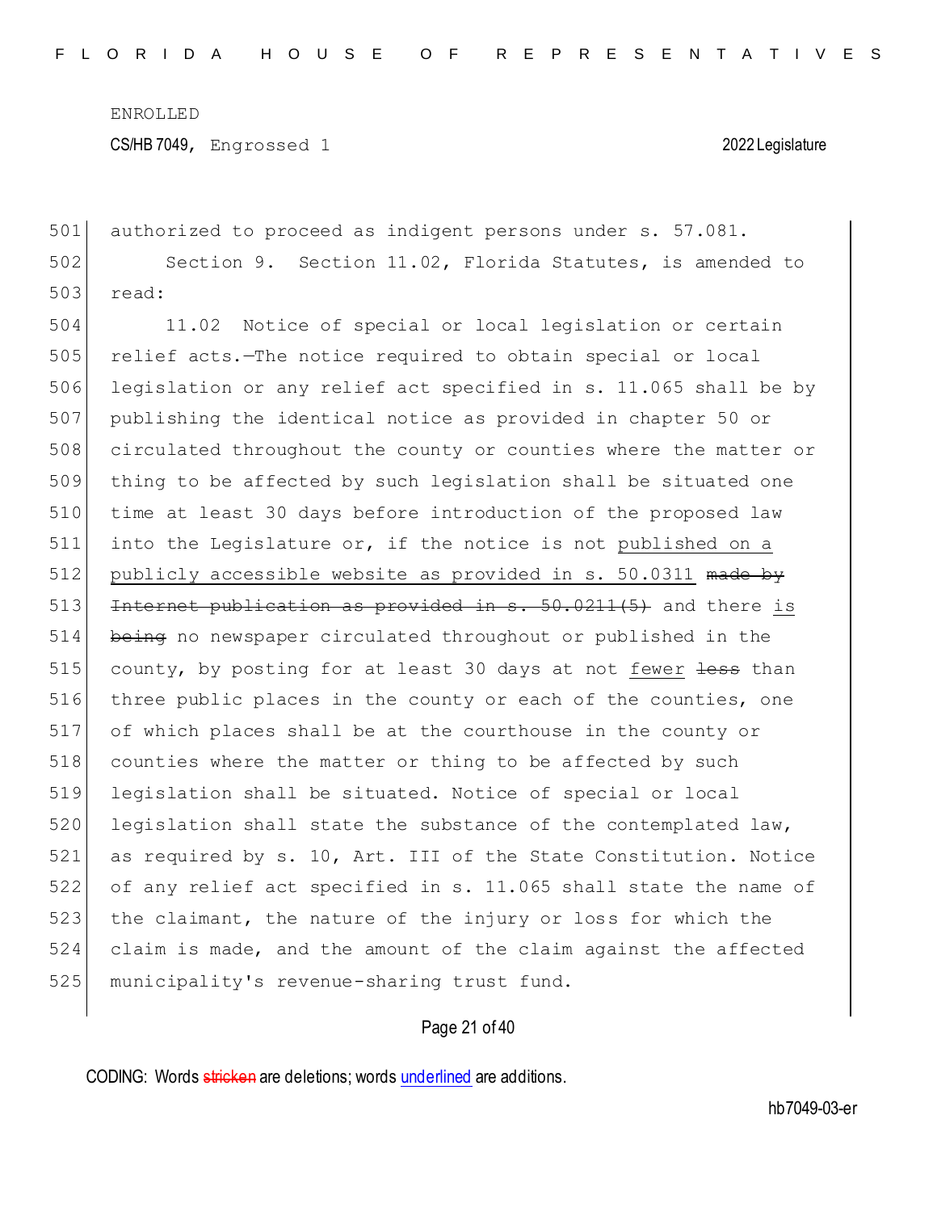authorized to proceed as indigent persons under s. 57.081.

Section 9. Section 11.02, Florida Statutes, is amended to read:

11.02 Notice of special or local legislation or certain relief acts.—The notice required to obtain special or local legislation or any relief act specified in s. 11.065 shall be by publishing the identical notice as provided in chapter 50 or circulated throughout the county or counties where the matter or thing to be affected by such legislation shall be situated one time at least 30 days before introduction of the proposed law into the Legislature or, if the notice is not <u>published on a publicly accessible website as provided in s. 50.0311</u> ~~made by Internet publication as provided in s. 50.0211(5)~~ and there <u>is</u> ~~being~~ no newspaper circulated throughout or published in the county, by posting for at least 30 days at not <u>fewer</u> ~~less~~ than three public places in the county or each of the counties, one of which places shall be at the courthouse in the county or counties where the matter or thing to be affected by such legislation shall be situated. Notice of special or local legislation shall state the substance of the contemplated law, as required by s. 10, Art. III of the State Constitution. Notice of any relief act specified in s. 11.065 shall state the name of the claimant, the nature of the injury or loss for which the claim is made, and the amount of the claim against the affected municipality's revenue-sharing trust fund.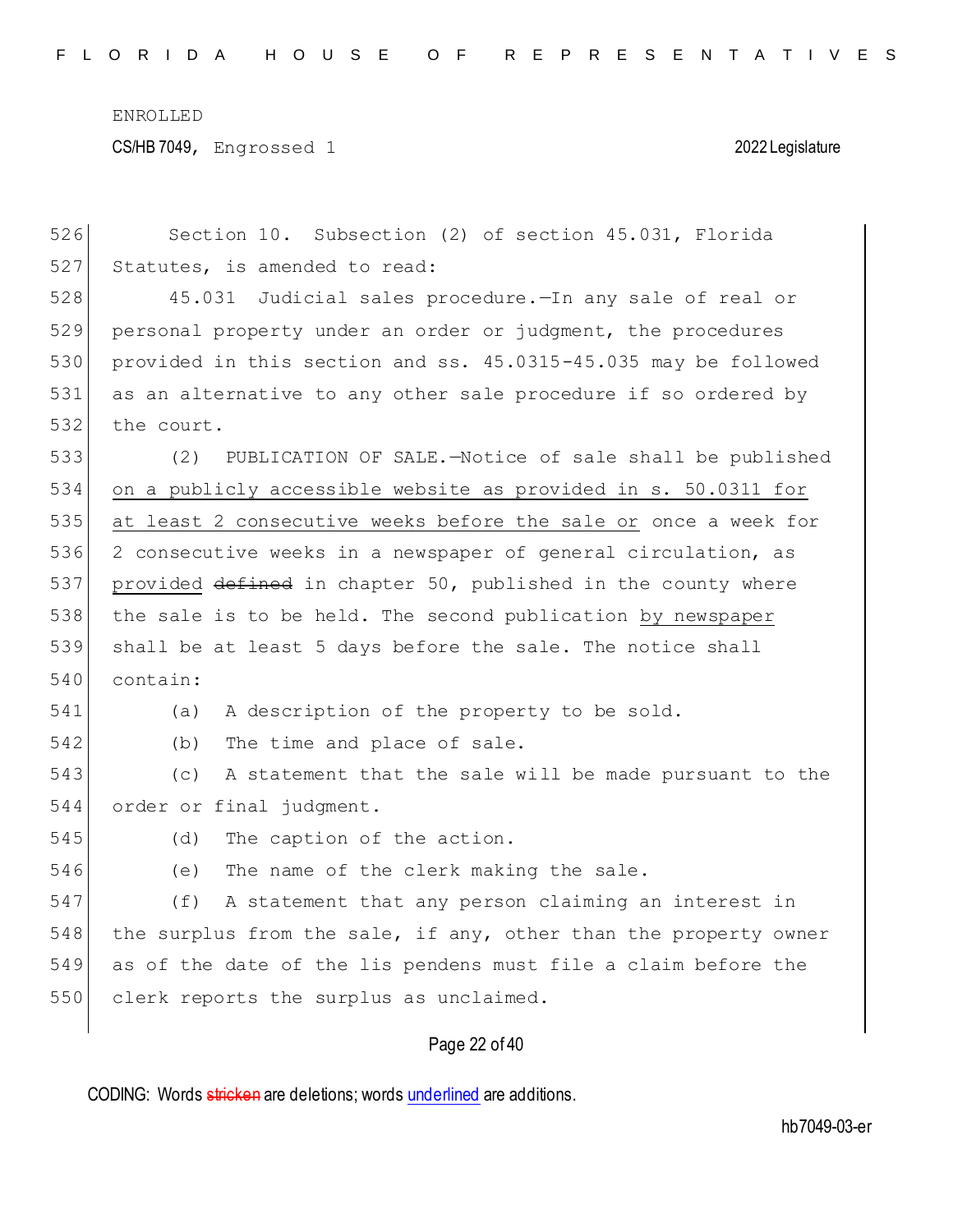Section 10. Subsection (2) of section 45.031, Florida Statutes, is amended to read:

45.031 Judicial sales procedure.—In any sale of real or personal property under an order or judgment, the procedures provided in this section and ss. 45.0315-45.035 may be followed as an alternative to any other sale procedure if so ordered by the court.

(2) PUBLICATION OF SALE.—Notice of sale shall be published <u>on a publicly accessible website as provided in s. 50.0311 for at least 2 consecutive weeks before the sale or</u> once a week for 2 consecutive weeks in a newspaper of general circulation, as <u>provided</u> ~~defined~~ in chapter 50, published in the county where the sale is to be held. The second publication <u>by newspaper</u> shall be at least 5 days before the sale. The notice shall contain:

(a) A description of the property to be sold.

(b) The time and place of sale.

(c) A statement that the sale will be made pursuant to the order or final judgment.

(d) The caption of the action.

(e) The name of the clerk making the sale.

(f) A statement that any person claiming an interest in the surplus from the sale, if any, other than the property owner as of the date of the lis pendens must file a claim before the clerk reports the surplus as unclaimed.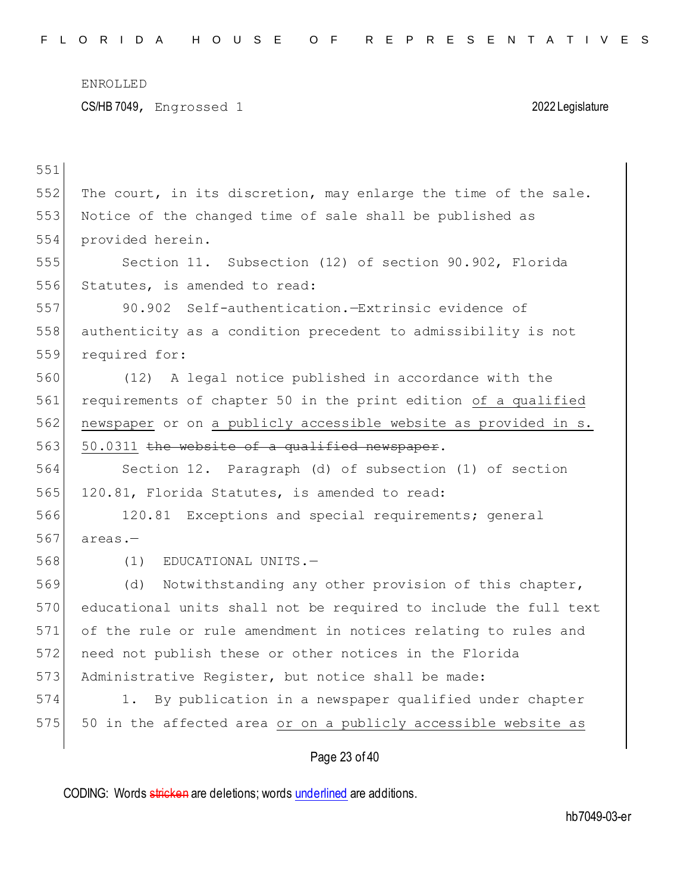The court, in its discretion, may enlarge the time of the sale. Notice of the changed time of sale shall be published as provided herein.

Section 11. Subsection (12) of section 90.902, Florida Statutes, is amended to read:

90.902 Self-authentication.—Extrinsic evidence of authenticity as a condition precedent to admissibility is not required for:

(12) A legal notice published in accordance with the requirements of chapter 50 in the print edition <u>of a qualified newspaper</u> or on <u>a publicly accessible website as provided in s. 50.0311</u> ~~the website of a qualified newspaper~~.

Section 12. Paragraph (d) of subsection (1) of section 120.81, Florida Statutes, is amended to read:

120.81 Exceptions and special requirements; general areas.—

(1) EDUCATIONAL UNITS.—

(d) Notwithstanding any other provision of this chapter, educational units shall not be required to include the full text of the rule or rule amendment in notices relating to rules and need not publish these or other notices in the Florida Administrative Register, but notice shall be made:

1. By publication in a newspaper qualified under chapter 50 in the affected area <u>or on a publicly accessible website as</u>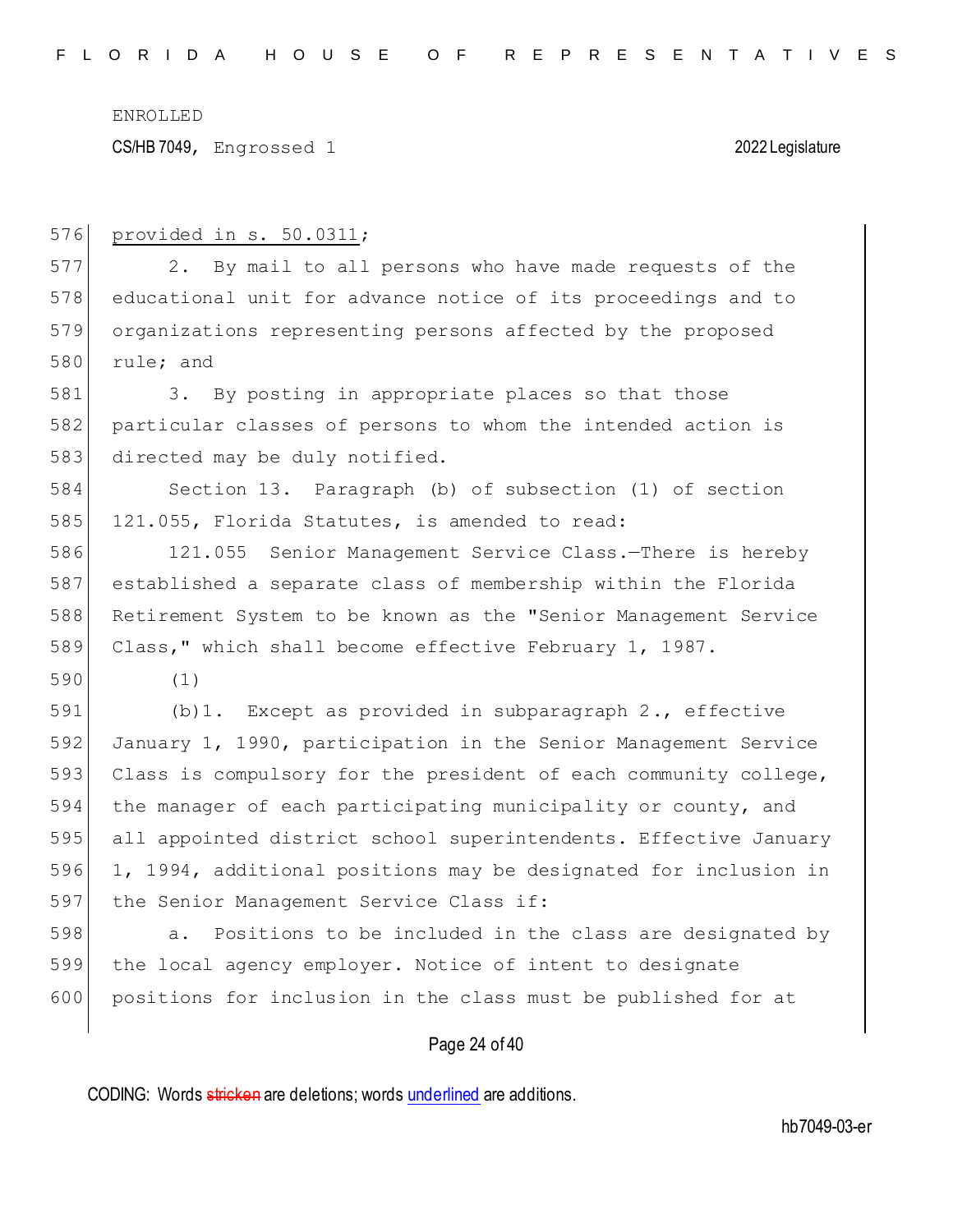provided in s. 50.0311;

2. By mail to all persons who have made requests of the educational unit for advance notice of its proceedings and to organizations representing persons affected by the proposed rule; and

3. By posting in appropriate places so that those particular classes of persons to whom the intended action is directed may be duly notified.

Section 13. Paragraph (b) of subsection (1) of section 121.055, Florida Statutes, is amended to read:

121.055 Senior Management Service Class.—There is hereby established a separate class of membership within the Florida Retirement System to be known as the "Senior Management Service Class," which shall become effective February 1, 1987.

(1)

(b)1. Except as provided in subparagraph 2., effective January 1, 1990, participation in the Senior Management Service Class is compulsory for the president of each community college, the manager of each participating municipality or county, and all appointed district school superintendents. Effective January 1, 1994, additional positions may be designated for inclusion in the Senior Management Service Class if:

a. Positions to be included in the class are designated by the local agency employer. Notice of intent to designate positions for inclusion in the class must be published for at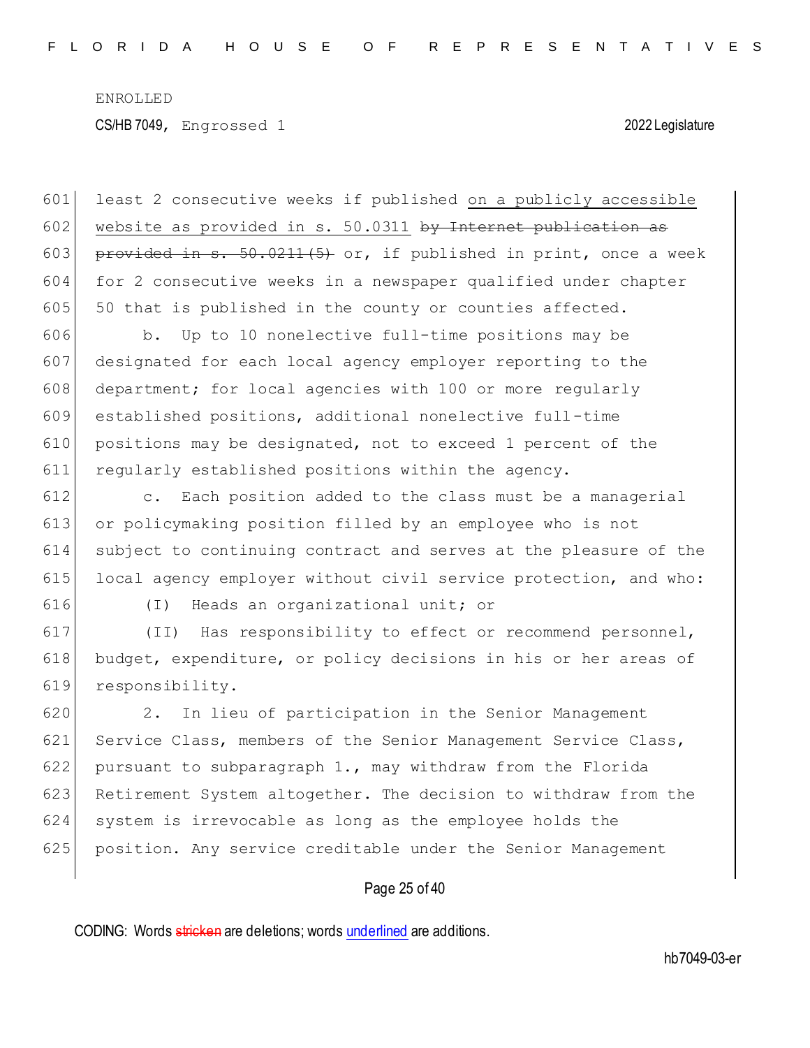least 2 consecutive weeks if published <u>on a publicly accessible website as provided in s. 50.0311</u> ~~by Internet publication as provided in s. 50.0211(5)~~ or, if published in print, once a week for 2 consecutive weeks in a newspaper qualified under chapter 50 that is published in the county or counties affected.

b. Up to 10 nonelective full-time positions may be designated for each local agency employer reporting to the department; for local agencies with 100 or more regularly established positions, additional nonelective full-time positions may be designated, not to exceed 1 percent of the regularly established positions within the agency.

c. Each position added to the class must be a managerial or policymaking position filled by an employee who is not subject to continuing contract and serves at the pleasure of the local agency employer without civil service protection, and who:

(I) Heads an organizational unit; or

(II) Has responsibility to effect or recommend personnel, budget, expenditure, or policy decisions in his or her areas of responsibility.

2. In lieu of participation in the Senior Management Service Class, members of the Senior Management Service Class, pursuant to subparagraph 1., may withdraw from the Florida Retirement System altogether. The decision to withdraw from the system is irrevocable as long as the employee holds the position. Any service creditable under the Senior Management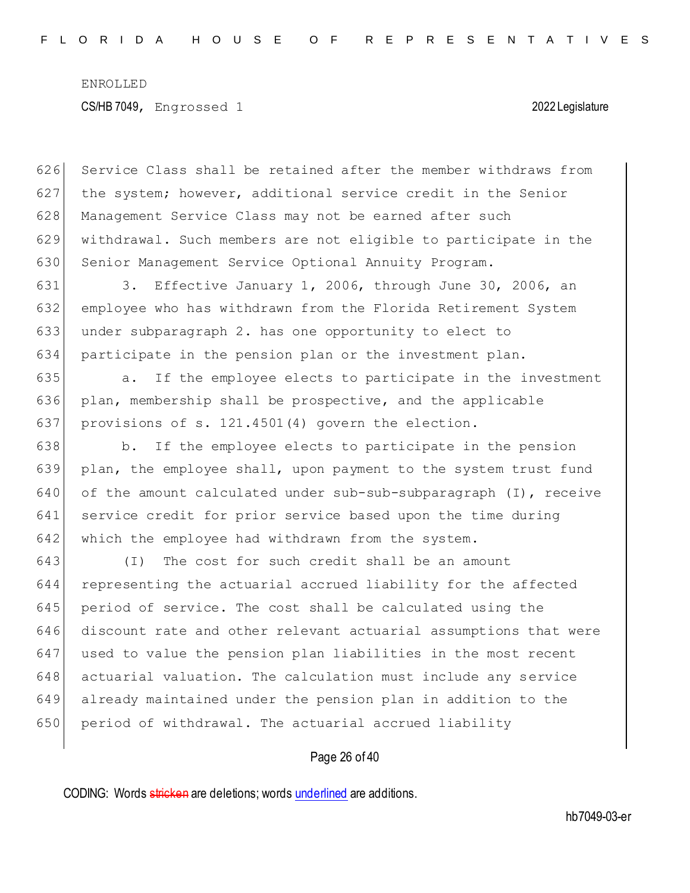Service Class shall be retained after the member withdraws from the system; however, additional service credit in the Senior Management Service Class may not be earned after such withdrawal. Such members are not eligible to participate in the Senior Management Service Optional Annuity Program.

3. Effective January 1, 2006, through June 30, 2006, an employee who has withdrawn from the Florida Retirement System under subparagraph 2. has one opportunity to elect to participate in the pension plan or the investment plan.

a. If the employee elects to participate in the investment plan, membership shall be prospective, and the applicable provisions of s. 121.4501(4) govern the election.

b. If the employee elects to participate in the pension plan, the employee shall, upon payment to the system trust fund of the amount calculated under sub-sub-subparagraph (I), receive service credit for prior service based upon the time during which the employee had withdrawn from the system.

(I) The cost for such credit shall be an amount representing the actuarial accrued liability for the affected period of service. The cost shall be calculated using the discount rate and other relevant actuarial assumptions that were used to value the pension plan liabilities in the most recent actuarial valuation. The calculation must include any service already maintained under the pension plan in addition to the period of withdrawal. The actuarial accrued liability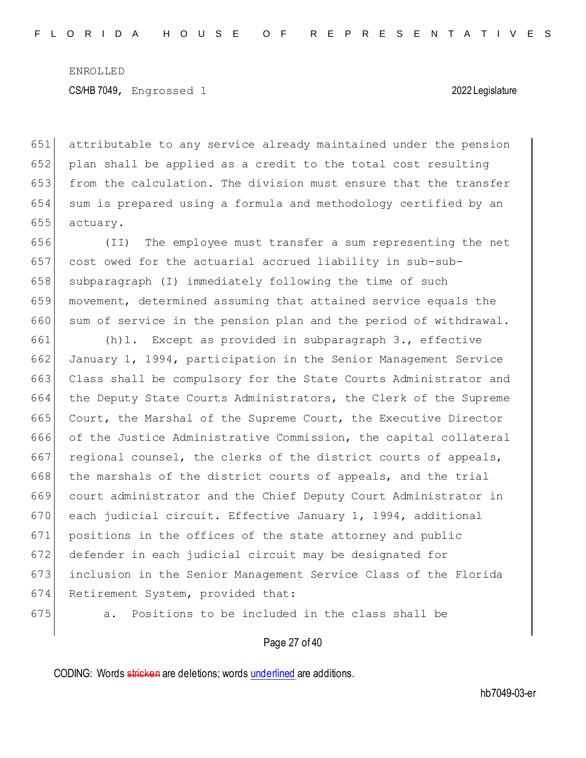attributable to any service already maintained under the pension plan shall be applied as a credit to the total cost resulting from the calculation. The division must ensure that the transfer sum is prepared using a formula and methodology certified by an actuary.

(II) The employee must transfer a sum representing the net cost owed for the actuarial accrued liability in sub-sub-subparagraph (I) immediately following the time of such movement, determined assuming that attained service equals the sum of service in the pension plan and the period of withdrawal.

(h)1. Except as provided in subparagraph 3., effective January 1, 1994, participation in the Senior Management Service Class shall be compulsory for the State Courts Administrator and the Deputy State Courts Administrators, the Clerk of the Supreme Court, the Marshal of the Supreme Court, the Executive Director of the Justice Administrative Commission, the capital collateral regional counsel, the clerks of the district courts of appeals, the marshals of the district courts of appeals, and the trial court administrator and the Chief Deputy Court Administrator in each judicial circuit. Effective January 1, 1994, additional positions in the offices of the state attorney and public defender in each judicial circuit may be designated for inclusion in the Senior Management Service Class of the Florida Retirement System, provided that:

a. Positions to be included in the class shall be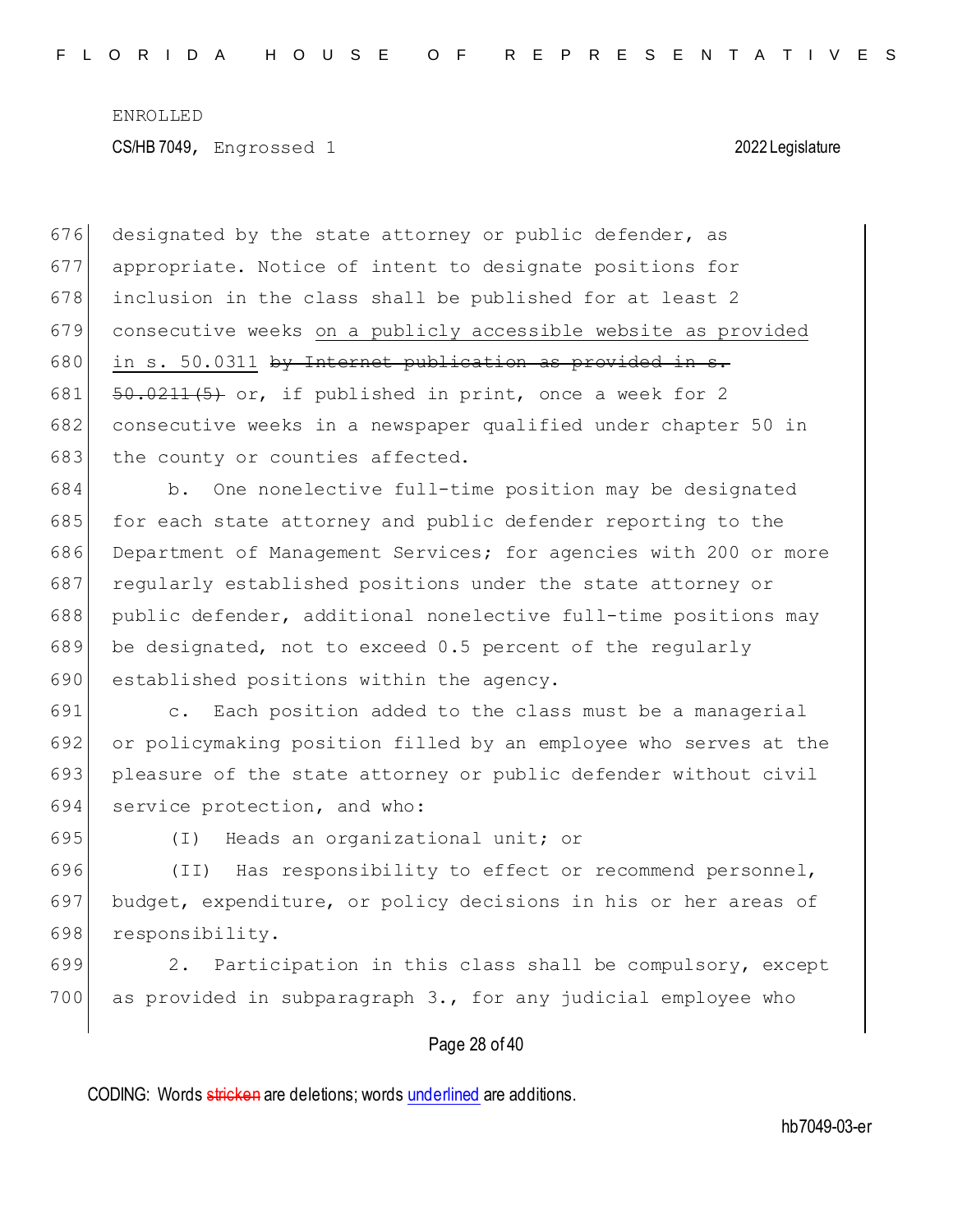designated by the state attorney or public defender, as appropriate. Notice of intent to designate positions for inclusion in the class shall be published for at least 2 consecutive weeks <u>on a publicly accessible website as provided in s. 50.0311</u> ~~by Internet publication as provided in s. 50.0211(5)~~ or, if published in print, once a week for 2 consecutive weeks in a newspaper qualified under chapter 50 in the county or counties affected.

b. One nonelective full-time position may be designated for each state attorney and public defender reporting to the Department of Management Services; for agencies with 200 or more regularly established positions under the state attorney or public defender, additional nonelective full-time positions may be designated, not to exceed 0.5 percent of the regularly established positions within the agency.

c. Each position added to the class must be a managerial or policymaking position filled by an employee who serves at the pleasure of the state attorney or public defender without civil service protection, and who:

(I) Heads an organizational unit; or

(II) Has responsibility to effect or recommend personnel, budget, expenditure, or policy decisions in his or her areas of responsibility.

2. Participation in this class shall be compulsory, except as provided in subparagraph 3., for any judicial employee who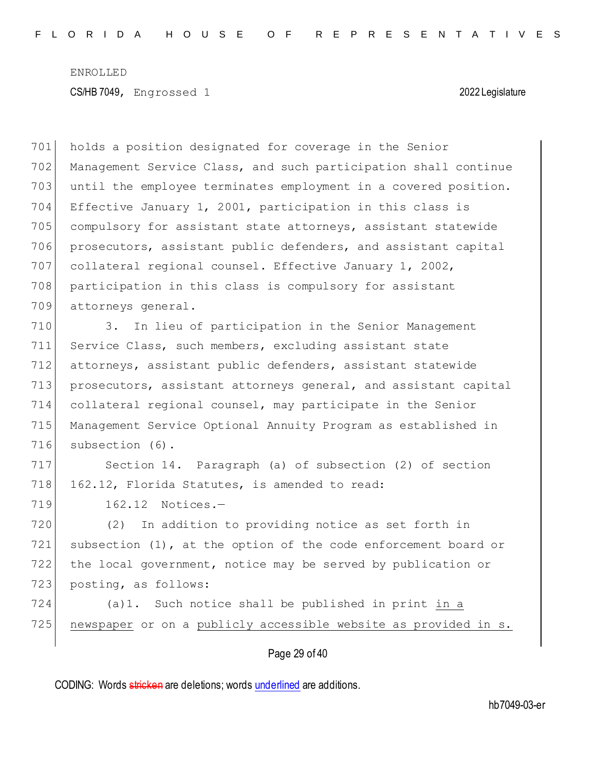holds a position designated for coverage in the Senior Management Service Class, and such participation shall continue until the employee terminates employment in a covered position. Effective January 1, 2001, participation in this class is compulsory for assistant state attorneys, assistant statewide prosecutors, assistant public defenders, and assistant capital collateral regional counsel. Effective January 1, 2002, participation in this class is compulsory for assistant attorneys general.

3. In lieu of participation in the Senior Management Service Class, such members, excluding assistant state attorneys, assistant public defenders, assistant statewide prosecutors, assistant attorneys general, and assistant capital collateral regional counsel, may participate in the Senior Management Service Optional Annuity Program as established in subsection (6).

Section 14. Paragraph (a) of subsection (2) of section 162.12, Florida Statutes, is amended to read:

162.12 Notices.—

(2) In addition to providing notice as set forth in subsection (1), at the option of the code enforcement board or the local government, notice may be served by publication or posting, as follows:

(a)1. Such notice shall be published in print <u>in a newspaper</u> or on a <u>publicly accessible website as provided in s.</u>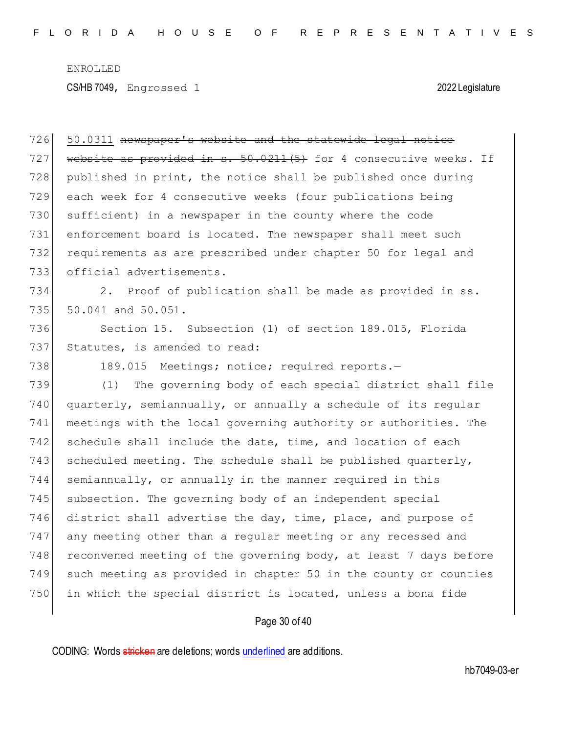ENROLLED

CS/HB 7049, Engrossed 1 2022 Legislature

726 50.0311 ~~newspaper's website and the statewide legal notice~~
727 ~~website as provided in s. 50.0211(5)~~ for 4 consecutive weeks. If
728 published in print, the notice shall be published once during
729 each week for 4 consecutive weeks (four publications being
730 sufficient) in a newspaper in the county where the code
731 enforcement board is located. The newspaper shall meet such
732 requirements as are prescribed under chapter 50 for legal and
733 official advertisements.

734 2. Proof of publication shall be made as provided in ss.
735 50.041 and 50.051.

736 Section 15. Subsection (1) of section 189.015, Florida
737 Statutes, is amended to read:

738 189.015 Meetings; notice; required reports.—

739 (1) The governing body of each special district shall file
740 quarterly, semiannually, or annually a schedule of its regular
741 meetings with the local governing authority or authorities. The
742 schedule shall include the date, time, and location of each
743 scheduled meeting. The schedule shall be published quarterly,
744 semiannually, or annually in the manner required in this
745 subsection. The governing body of an independent special
746 district shall advertise the day, time, place, and purpose of
747 any meeting other than a regular meeting or any recessed and
748 reconvened meeting of the governing body, at least 7 days before
749 such meeting as provided in chapter 50 in the county or counties
750 in which the special district is located, unless a bona fide

CODING: Words ~~stricken~~ are deletions; words underlined are additions.

hb7049-03-er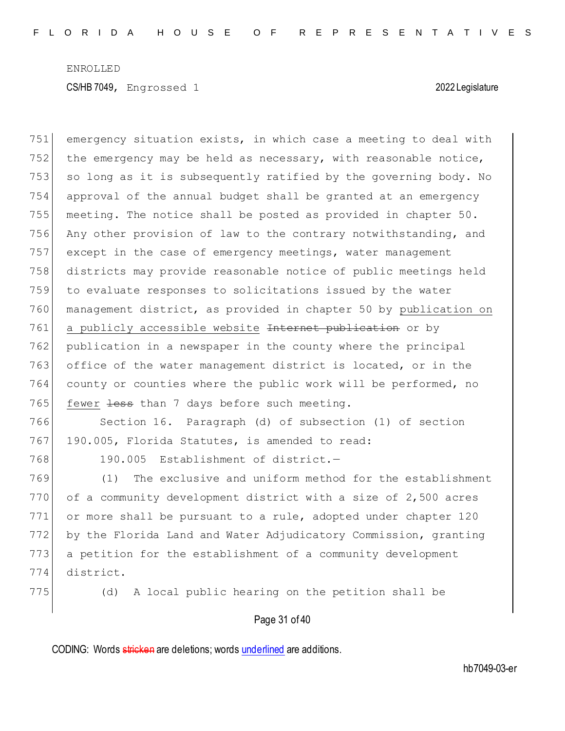emergency situation exists, in which case a meeting to deal with the emergency may be held as necessary, with reasonable notice, so long as it is subsequently ratified by the governing body. No approval of the annual budget shall be granted at an emergency meeting. The notice shall be posted as provided in chapter 50. Any other provision of law to the contrary notwithstanding, and except in the case of emergency meetings, water management districts may provide reasonable notice of public meetings held to evaluate responses to solicitations issued by the water management district, as provided in chapter 50 by <u>publication on a publicly accessible website</u> ~~Internet publication~~ or by publication in a newspaper in the county where the principal office of the water management district is located, or in the county or counties where the public work will be performed, no <u>fewer</u> ~~less~~ than 7 days before such meeting.

Section 16. Paragraph (d) of subsection (1) of section 190.005, Florida Statutes, is amended to read:

190.005 Establishment of district.—

(1) The exclusive and uniform method for the establishment of a community development district with a size of 2,500 acres or more shall be pursuant to a rule, adopted under chapter 120 by the Florida Land and Water Adjudicatory Commission, granting a petition for the establishment of a community development district.

(d) A local public hearing on the petition shall be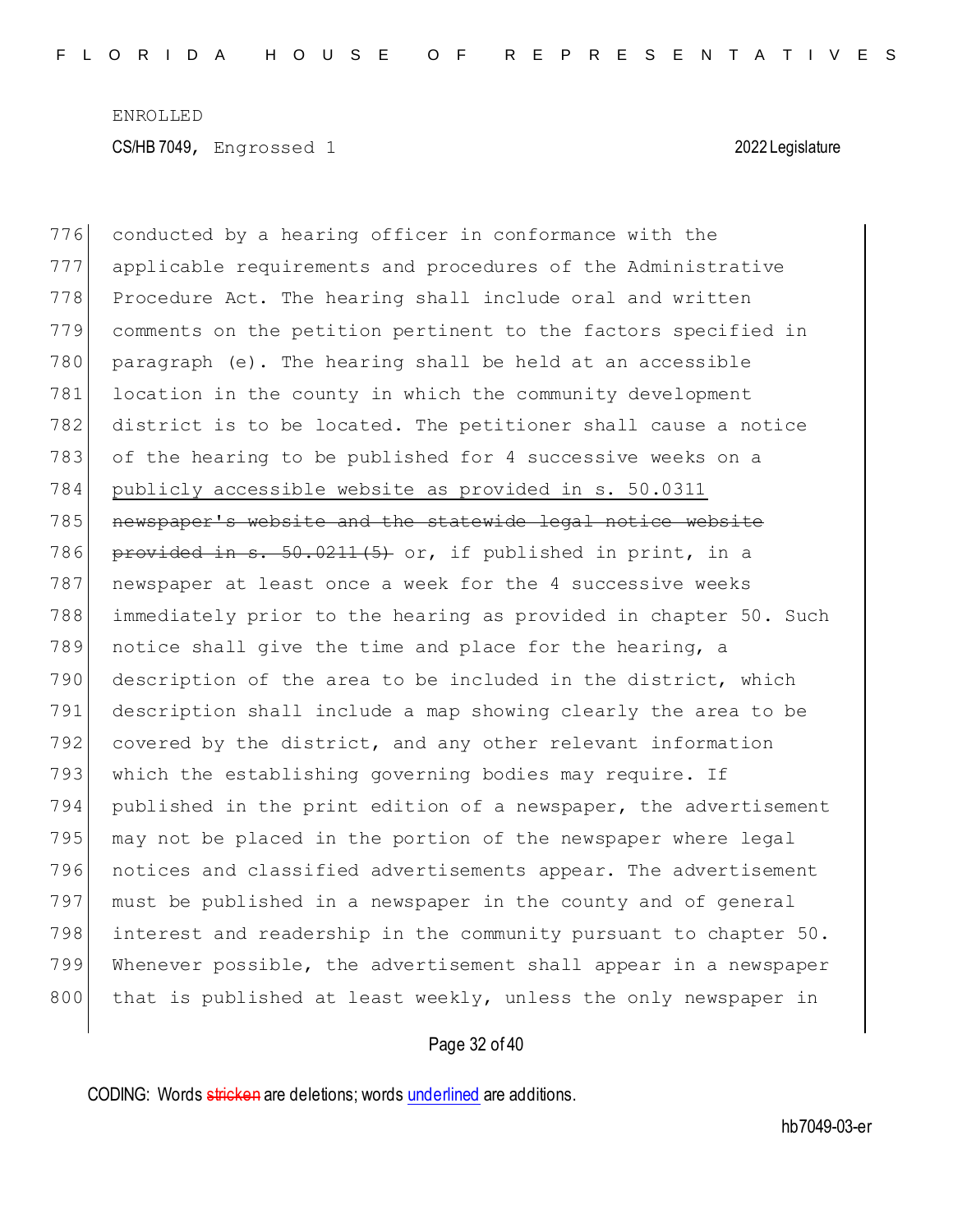conducted by a hearing officer in conformance with the applicable requirements and procedures of the Administrative Procedure Act. The hearing shall include oral and written comments on the petition pertinent to the factors specified in paragraph (e). The hearing shall be held at an accessible location in the county in which the community development district is to be located. The petitioner shall cause a notice of the hearing to be published for 4 successive weeks on a <u>publicly accessible website as provided in s. 50.0311</u> ~~newspaper's website and the statewide legal notice website provided in s. 50.0211(5)~~ or, if published in print, in a newspaper at least once a week for the 4 successive weeks immediately prior to the hearing as provided in chapter 50. Such notice shall give the time and place for the hearing, a description of the area to be included in the district, which description shall include a map showing clearly the area to be covered by the district, and any other relevant information which the establishing governing bodies may require. If published in the print edition of a newspaper, the advertisement may not be placed in the portion of the newspaper where legal notices and classified advertisements appear. The advertisement must be published in a newspaper in the county and of general interest and readership in the community pursuant to chapter 50. Whenever possible, the advertisement shall appear in a newspaper that is published at least weekly, unless the only newspaper in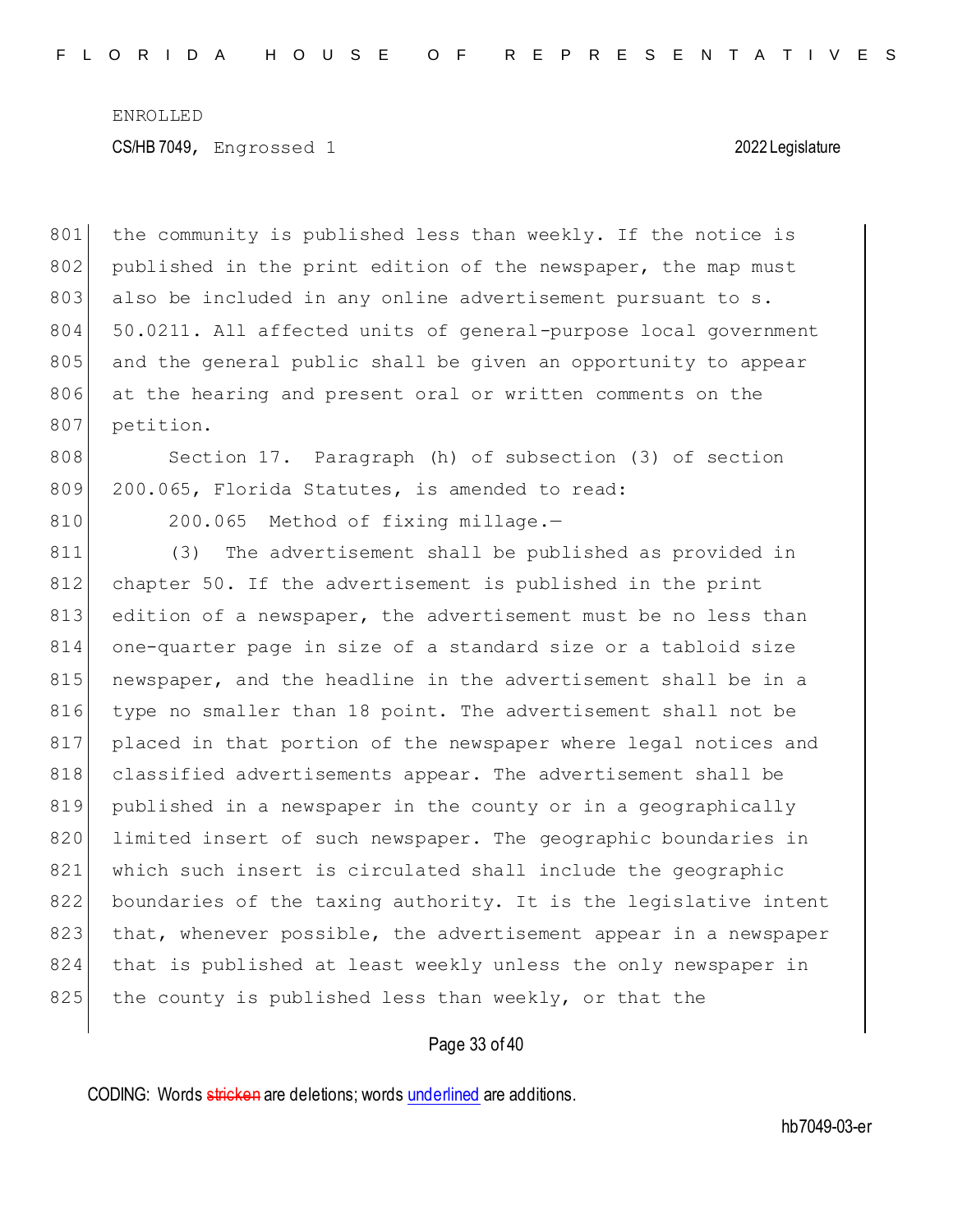the community is published less than weekly. If the notice is published in the print edition of the newspaper, the map must also be included in any online advertisement pursuant to s. 50.0211. All affected units of general-purpose local government and the general public shall be given an opportunity to appear at the hearing and present oral or written comments on the petition.

Section 17. Paragraph (h) of subsection (3) of section 200.065, Florida Statutes, is amended to read:

200.065 Method of fixing millage.—

(3) The advertisement shall be published as provided in chapter 50. If the advertisement is published in the print edition of a newspaper, the advertisement must be no less than one-quarter page in size of a standard size or a tabloid size newspaper, and the headline in the advertisement shall be in a type no smaller than 18 point. The advertisement shall not be placed in that portion of the newspaper where legal notices and classified advertisements appear. The advertisement shall be published in a newspaper in the county or in a geographically limited insert of such newspaper. The geographic boundaries in which such insert is circulated shall include the geographic boundaries of the taxing authority. It is the legislative intent that, whenever possible, the advertisement appear in a newspaper that is published at least weekly unless the only newspaper in the county is published less than weekly, or that the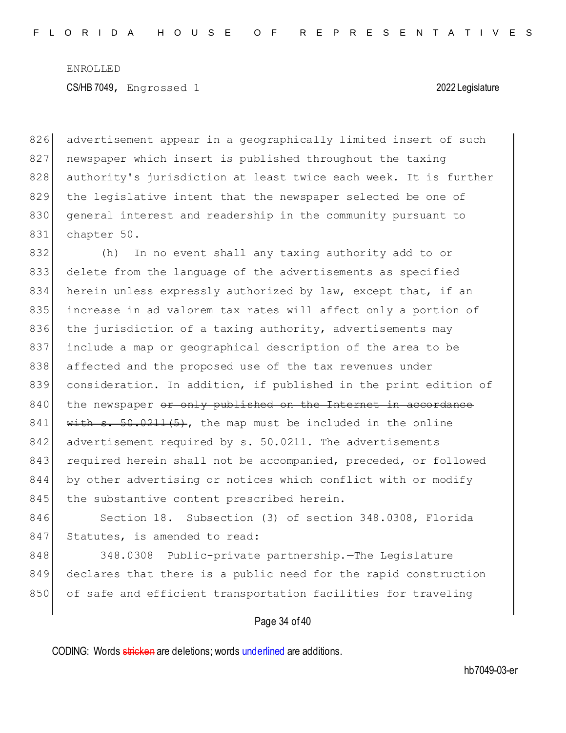advertisement appear in a geographically limited insert of such newspaper which insert is published throughout the taxing authority's jurisdiction at least twice each week. It is further the legislative intent that the newspaper selected be one of general interest and readership in the community pursuant to chapter 50.

(h) In no event shall any taxing authority add to or delete from the language of the advertisements as specified herein unless expressly authorized by law, except that, if an increase in ad valorem tax rates will affect only a portion of the jurisdiction of a taxing authority, advertisements may include a map or geographical description of the area to be affected and the proposed use of the tax revenues under consideration. In addition, if published in the print edition of the newspaper ~~or only published on the Internet in accordance with s. 50.0211(5)~~, the map must be included in the online advertisement required by s. 50.0211. The advertisements required herein shall not be accompanied, preceded, or followed by other advertising or notices which conflict with or modify the substantive content prescribed herein.

Section 18. Subsection (3) of section 348.0308, Florida Statutes, is amended to read:

348.0308 Public-private partnership.—The Legislature declares that there is a public need for the rapid construction of safe and efficient transportation facilities for traveling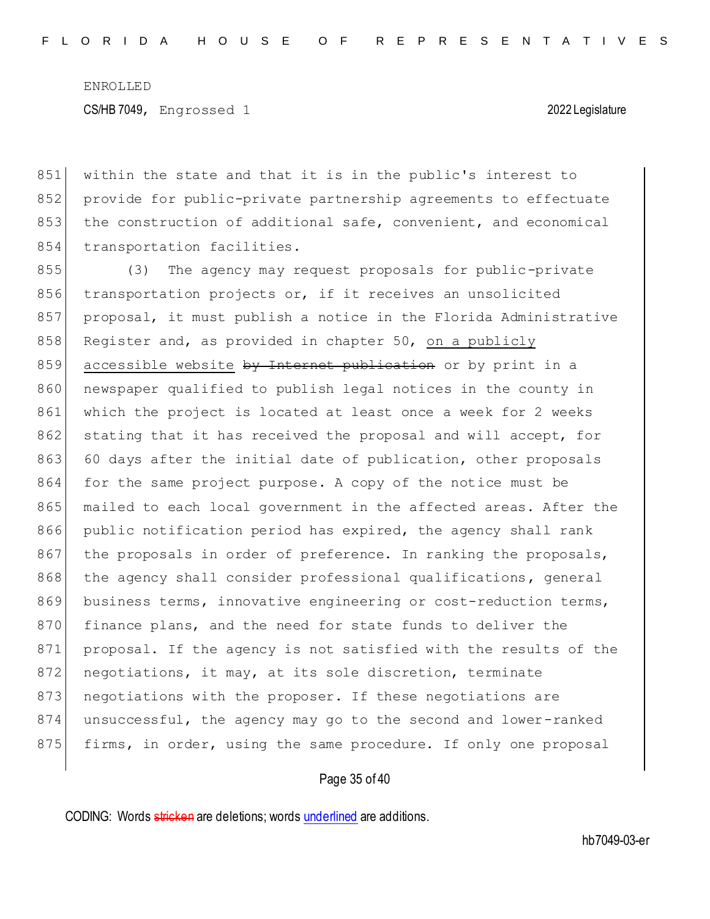851 within the state and that it is in the public's interest to
852 provide for public-private partnership agreements to effectuate
853 the construction of additional safe, convenient, and economical
854 transportation facilities.

855 (3) The agency may request proposals for public-private
856 transportation projects or, if it receives an unsolicited
857 proposal, it must publish a notice in the Florida Administrative
858 Register and, as provided in chapter 50, <u>on a publicly</u>
859 <u>accessible website</u> ~~by Internet publication~~ or by print in a
860 newspaper qualified to publish legal notices in the county in
861 which the project is located at least once a week for 2 weeks
862 stating that it has received the proposal and will accept, for
863 60 days after the initial date of publication, other proposals
864 for the same project purpose. A copy of the notice must be
865 mailed to each local government in the affected areas. After the
866 public notification period has expired, the agency shall rank
867 the proposals in order of preference. In ranking the proposals,
868 the agency shall consider professional qualifications, general
869 business terms, innovative engineering or cost-reduction terms,
870 finance plans, and the need for state funds to deliver the
871 proposal. If the agency is not satisfied with the results of the
872 negotiations, it may, at its sole discretion, terminate
873 negotiations with the proposer. If these negotiations are
874 unsuccessful, the agency may go to the second and lower-ranked
875 firms, in order, using the same procedure. If only one proposal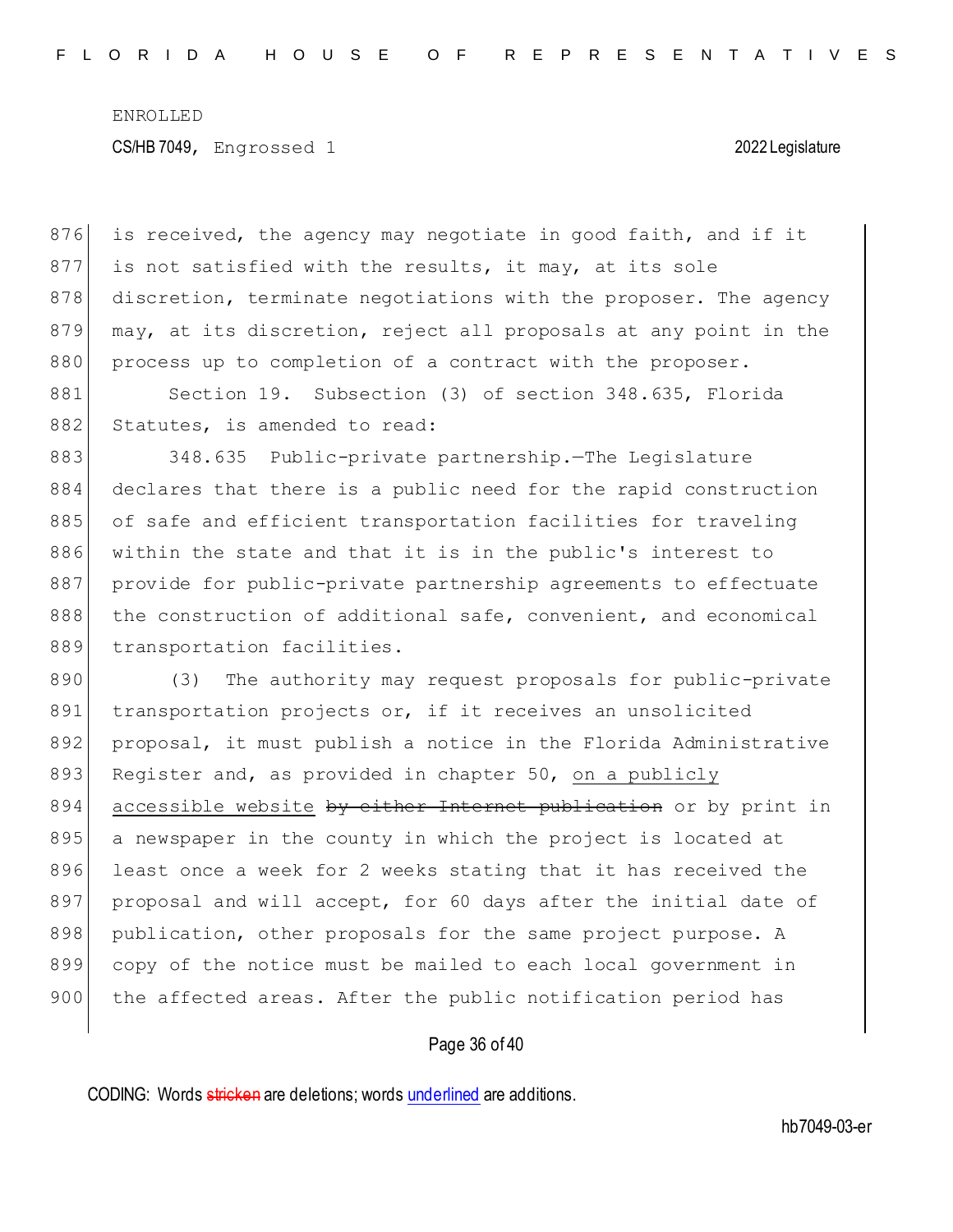is received, the agency may negotiate in good faith, and if it is not satisfied with the results, it may, at its sole discretion, terminate negotiations with the proposer. The agency may, at its discretion, reject all proposals at any point in the process up to completion of a contract with the proposer.

Section 19. Subsection (3) of section 348.635, Florida Statutes, is amended to read:

348.635 Public-private partnership.—The Legislature declares that there is a public need for the rapid construction of safe and efficient transportation facilities for traveling within the state and that it is in the public's interest to provide for public-private partnership agreements to effectuate the construction of additional safe, convenient, and economical transportation facilities.

(3) The authority may request proposals for public-private transportation projects or, if it receives an unsolicited proposal, it must publish a notice in the Florida Administrative Register and, as provided in chapter 50, <u>on a publicly accessible website</u> ~~by either Internet publication~~ or by print in a newspaper in the county in which the project is located at least once a week for 2 weeks stating that it has received the proposal and will accept, for 60 days after the initial date of publication, other proposals for the same project purpose. A copy of the notice must be mailed to each local government in the affected areas. After the public notification period has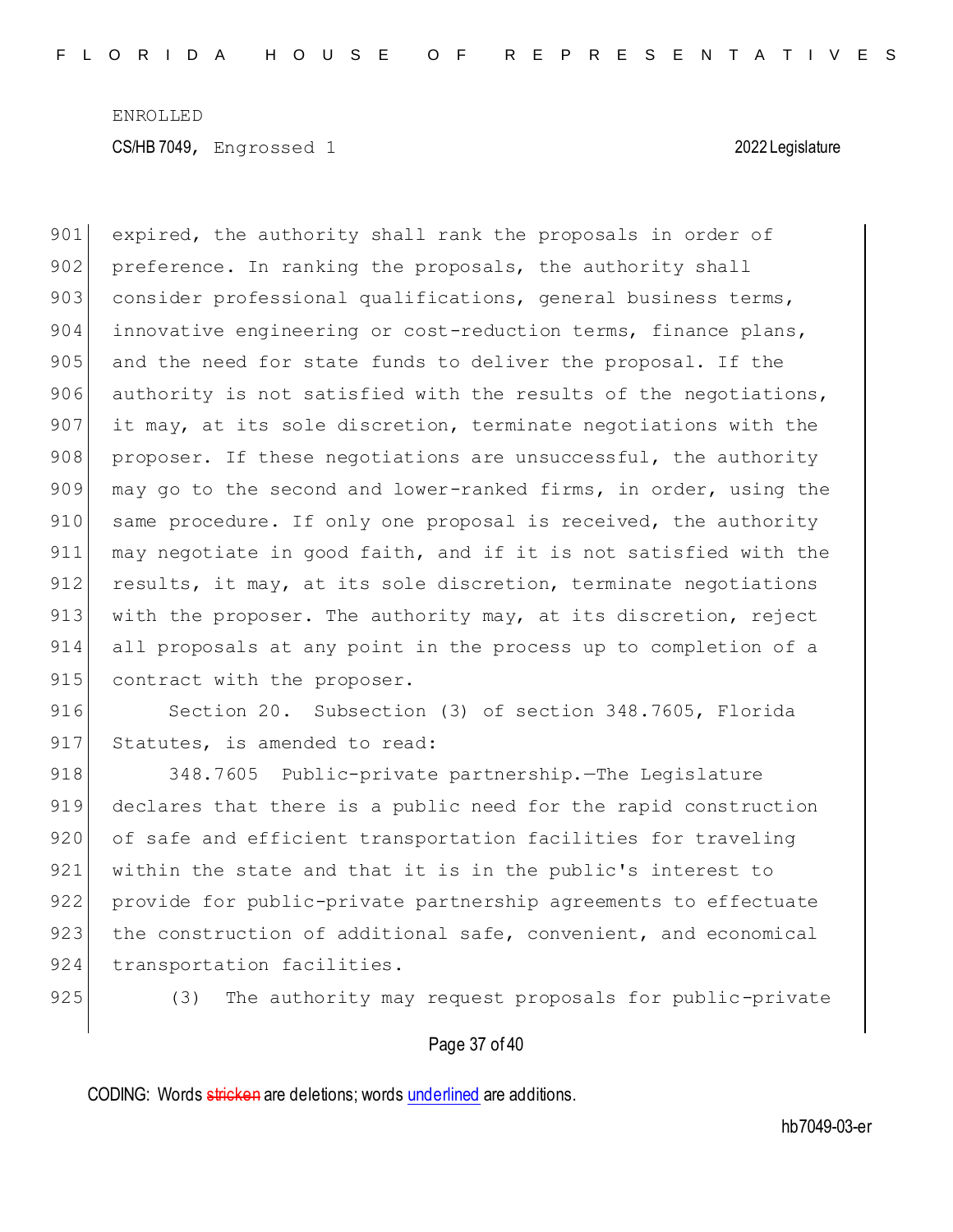expired, the authority shall rank the proposals in order of preference. In ranking the proposals, the authority shall consider professional qualifications, general business terms, innovative engineering or cost-reduction terms, finance plans, and the need for state funds to deliver the proposal. If the authority is not satisfied with the results of the negotiations, it may, at its sole discretion, terminate negotiations with the proposer. If these negotiations are unsuccessful, the authority may go to the second and lower-ranked firms, in order, using the same procedure. If only one proposal is received, the authority may negotiate in good faith, and if it is not satisfied with the results, it may, at its sole discretion, terminate negotiations with the proposer. The authority may, at its discretion, reject all proposals at any point in the process up to completion of a contract with the proposer.

Section 20. Subsection (3) of section 348.7605, Florida Statutes, is amended to read:

348.7605 Public-private partnership.—The Legislature declares that there is a public need for the rapid construction of safe and efficient transportation facilities for traveling within the state and that it is in the public's interest to provide for public-private partnership agreements to effectuate the construction of additional safe, convenient, and economical transportation facilities.

(3) The authority may request proposals for public-private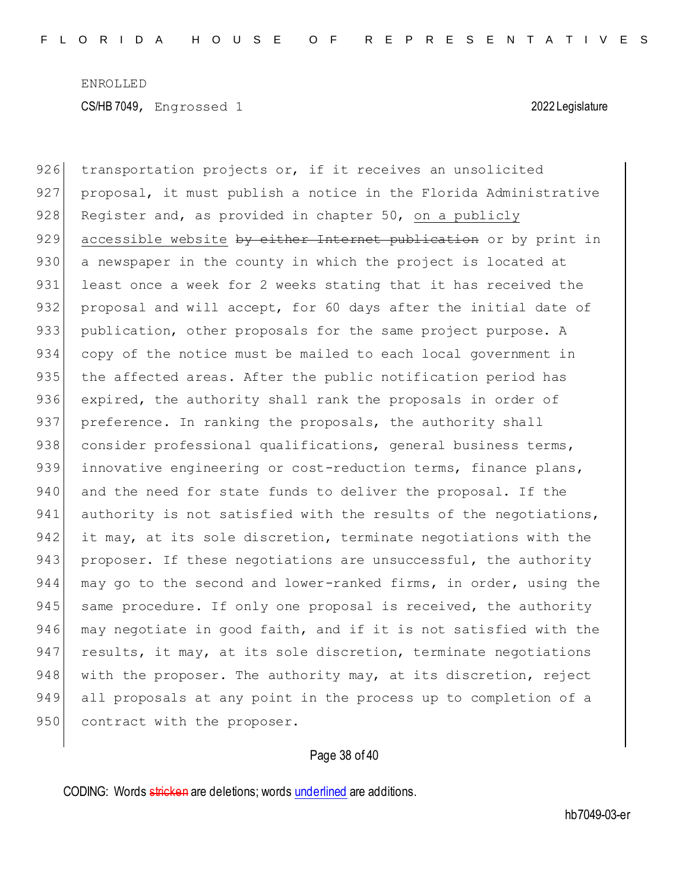transportation projects or, if it receives an unsolicited proposal, it must publish a notice in the Florida Administrative Register and, as provided in chapter 50, <u>on a publicly accessible website</u> ~~by either Internet publication~~ or by print in a newspaper in the county in which the project is located at least once a week for 2 weeks stating that it has received the proposal and will accept, for 60 days after the initial date of publication, other proposals for the same project purpose. A copy of the notice must be mailed to each local government in the affected areas. After the public notification period has expired, the authority shall rank the proposals in order of preference. In ranking the proposals, the authority shall consider professional qualifications, general business terms, innovative engineering or cost-reduction terms, finance plans, and the need for state funds to deliver the proposal. If the authority is not satisfied with the results of the negotiations, it may, at its sole discretion, terminate negotiations with the proposer. If these negotiations are unsuccessful, the authority may go to the second and lower-ranked firms, in order, using the same procedure. If only one proposal is received, the authority may negotiate in good faith, and if it is not satisfied with the results, it may, at its sole discretion, terminate negotiations with the proposer. The authority may, at its discretion, reject all proposals at any point in the process up to completion of a contract with the proposer.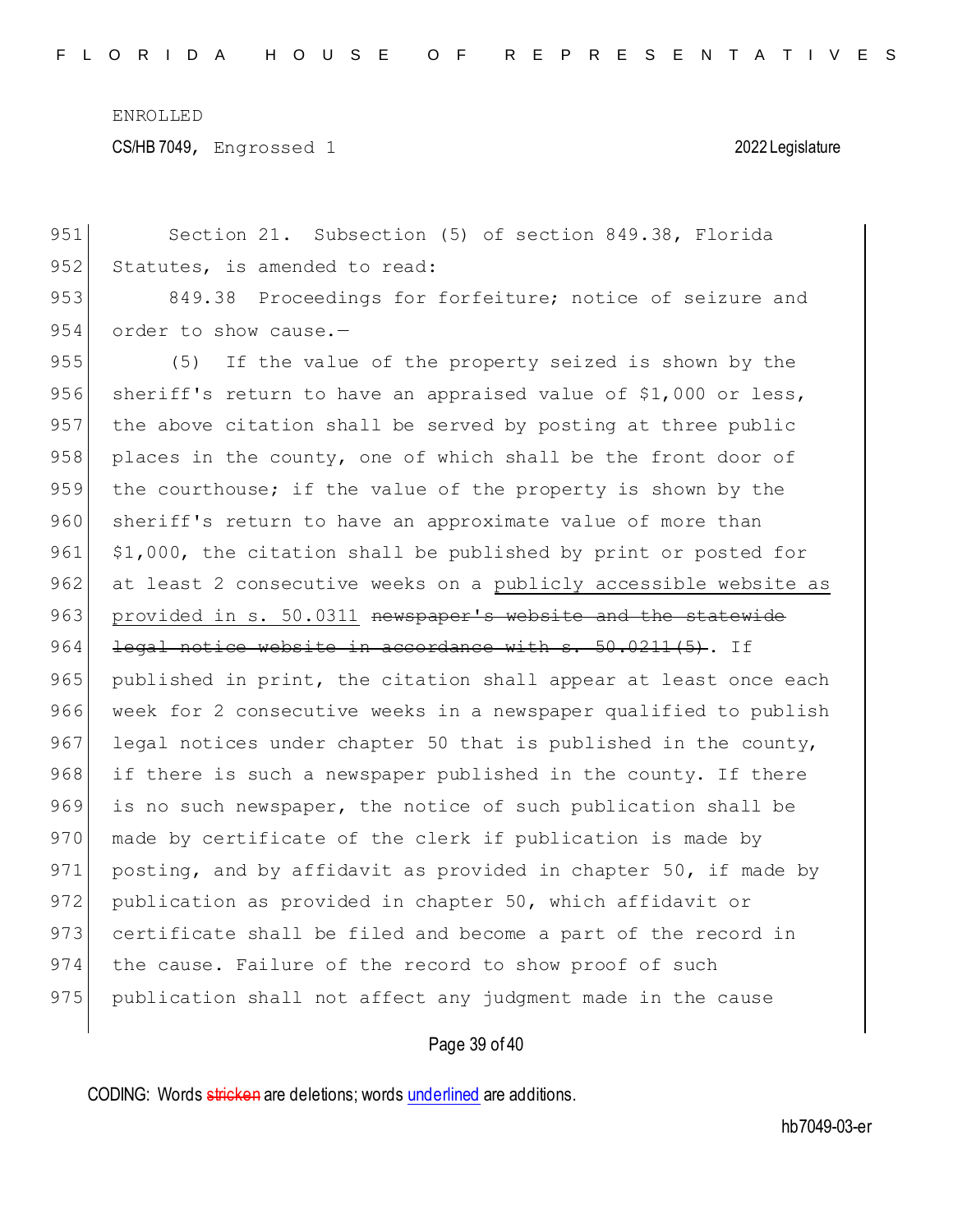Section 21. Subsection (5) of section 849.38, Florida Statutes, is amended to read:

849.38 Proceedings for forfeiture; notice of seizure and order to show cause.—

(5) If the value of the property seized is shown by the sheriff's return to have an appraised value of $1,000 or less, the above citation shall be served by posting at three public places in the county, one of which shall be the front door of the courthouse; if the value of the property is shown by the sheriff's return to have an approximate value of more than $1,000, the citation shall be published by print or posted for at least 2 consecutive weeks on a <u>publicly accessible website as provided in s. 50.0311</u> ~~newspaper's website and the statewide legal notice website in accordance with s. 50.0211(5)~~. If published in print, the citation shall appear at least once each week for 2 consecutive weeks in a newspaper qualified to publish legal notices under chapter 50 that is published in the county, if there is such a newspaper published in the county. If there is no such newspaper, the notice of such publication shall be made by certificate of the clerk if publication is made by posting, and by affidavit as provided in chapter 50, if made by publication as provided in chapter 50, which affidavit or certificate shall be filed and become a part of the record in the cause. Failure of the record to show proof of such publication shall not affect any judgment made in the cause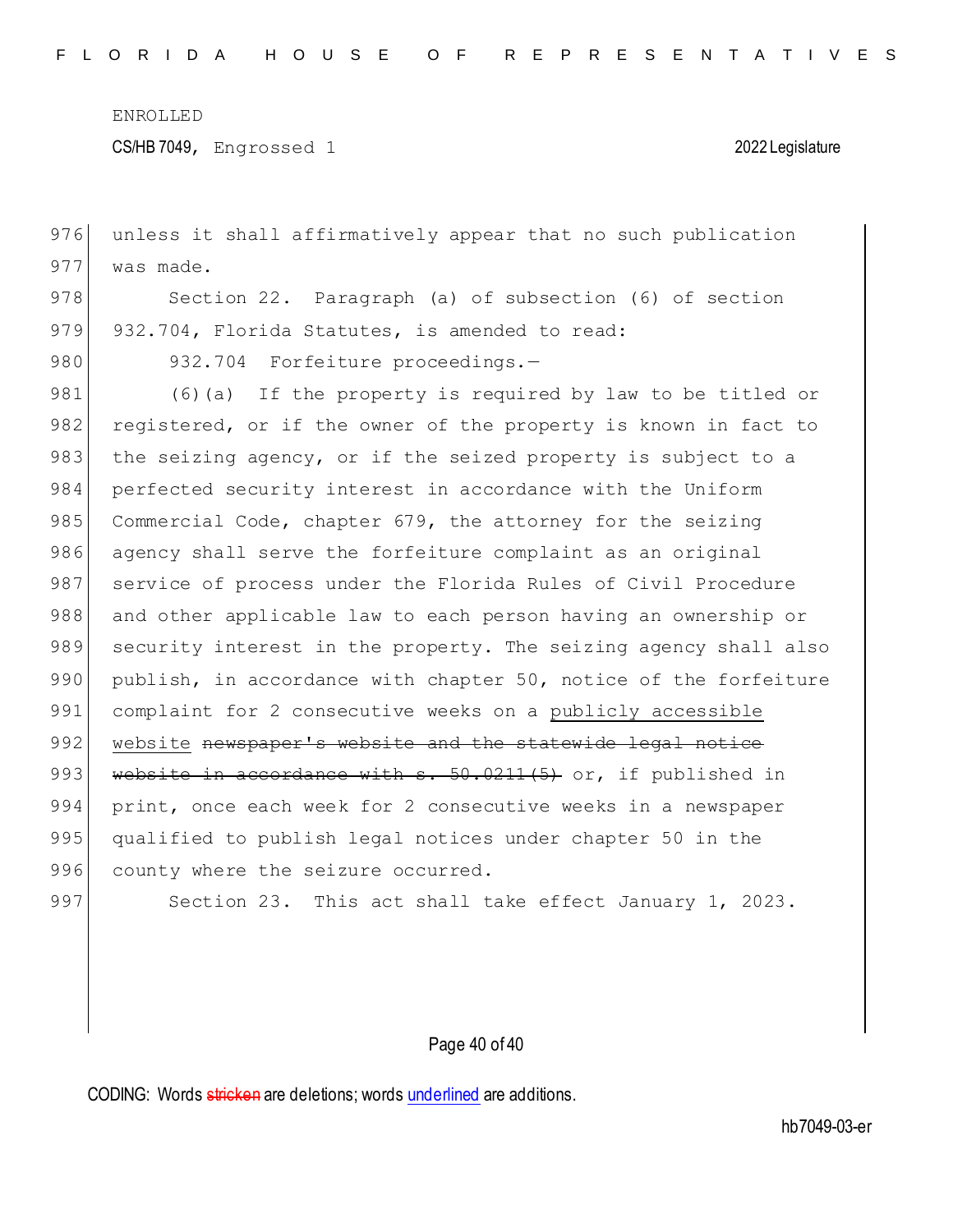unless it shall affirmatively appear that no such publication was made.

Section 22. Paragraph (a) of subsection (6) of section 932.704, Florida Statutes, is amended to read:

932.704 Forfeiture proceedings.—

(6)(a) If the property is required by law to be titled or registered, or if the owner of the property is known in fact to the seizing agency, or if the seized property is subject to a perfected security interest in accordance with the Uniform Commercial Code, chapter 679, the attorney for the seizing agency shall serve the forfeiture complaint as an original service of process under the Florida Rules of Civil Procedure and other applicable law to each person having an ownership or security interest in the property. The seizing agency shall also publish, in accordance with chapter 50, notice of the forfeiture complaint for 2 consecutive weeks on a <u>publicly accessible website</u> ~~newspaper's website and the statewide legal notice website in accordance with s. 50.0211(5)~~ or, if published in print, once each week for 2 consecutive weeks in a newspaper qualified to publish legal notices under chapter 50 in the county where the seizure occurred.

Section 23. This act shall take effect January 1, 2023.

CODING: Words ~~stricken~~ are deletions; words <u>underlined</u> are additions.